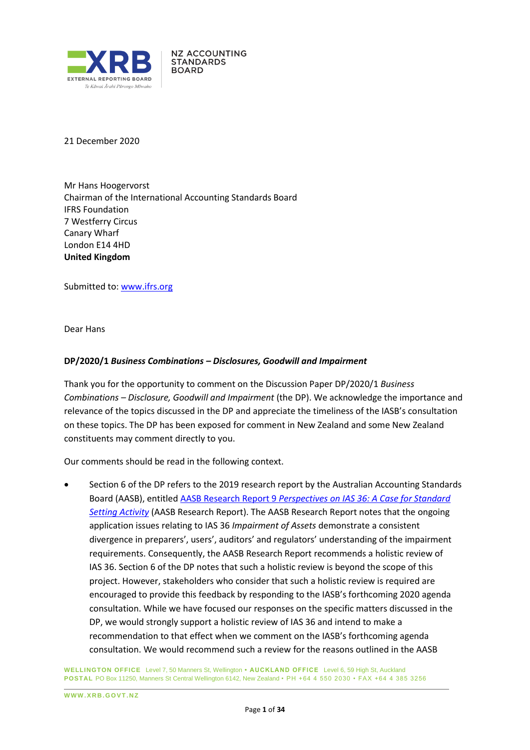21 December 2020

Mr Hans Hoogervorst
Chairman of the International Accounting Standards Board
IFRS Foundation
7 Westferry Circus
Canary Wharf
London E14 4HD
**United Kingdom**

Submitted to: www.ifrs.org

Dear Hans

**DP/2020/1 *Business Combinations – Disclosures, Goodwill and Impairment***

Thank you for the opportunity to comment on the Discussion Paper DP/2020/1 *Business Combinations – Disclosure, Goodwill and Impairment* (the DP). We acknowledge the importance and relevance of the topics discussed in the DP and appreciate the timeliness of the IASB's consultation on these topics. The DP has been exposed for comment in New Zealand and some New Zealand constituents may comment directly to you.

Our comments should be read in the following context.

- Section 6 of the DP refers to the 2019 research report by the Australian Accounting Standards Board (AASB), entitled AASB Research Report 9 *Perspectives on IAS 36: A Case for Standard Setting Activity* (AASB Research Report). The AASB Research Report notes that the ongoing application issues relating to IAS 36 *Impairment of Assets* demonstrate a consistent divergence in preparers', users', auditors' and regulators' understanding of the impairment requirements. Consequently, the AASB Research Report recommends a holistic review of IAS 36. Section 6 of the DP notes that such a holistic review is beyond the scope of this project. However, stakeholders who consider that such a holistic review is required are encouraged to provide this feedback by responding to the IASB's forthcoming 2020 agenda consultation. While we have focused our responses on the specific matters discussed in the DP, we would strongly support a holistic review of IAS 36 and intend to make a recommendation to that effect when we comment on the IASB's forthcoming agenda consultation. We would recommend such a review for the reasons outlined in the AASB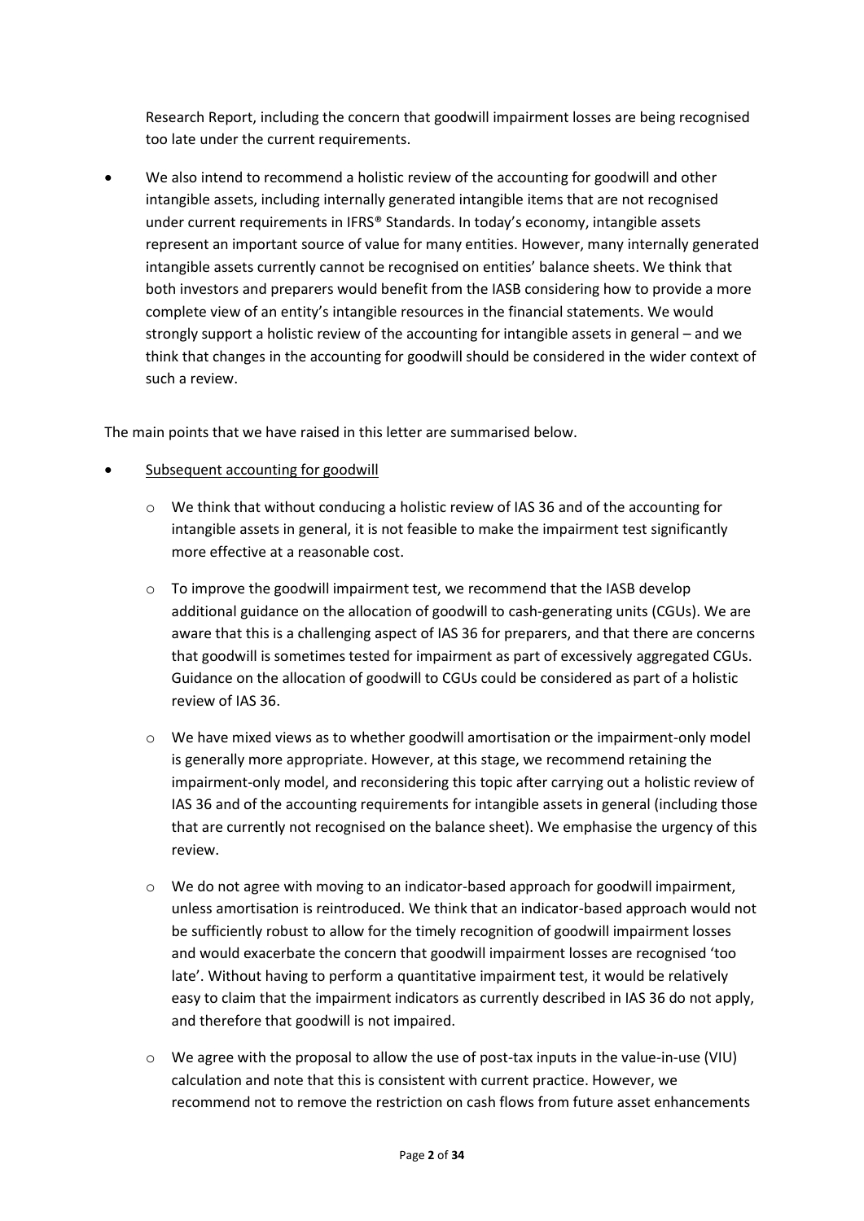Research Report, including the concern that goodwill impairment losses are being recognised too late under the current requirements.

- We also intend to recommend a holistic review of the accounting for goodwill and other intangible assets, including internally generated intangible items that are not recognised under current requirements in IFRS® Standards. In today's economy, intangible assets represent an important source of value for many entities. However, many internally generated intangible assets currently cannot be recognised on entities' balance sheets. We think that both investors and preparers would benefit from the IASB considering how to provide a more complete view of an entity's intangible resources in the financial statements. We would strongly support a holistic review of the accounting for intangible assets in general – and we think that changes in the accounting for goodwill should be considered in the wider context of such a review.

The main points that we have raised in this letter are summarised below.

- <u>Subsequent accounting for goodwill</u>
  - We think that without conducing a holistic review of IAS 36 and of the accounting for intangible assets in general, it is not feasible to make the impairment test significantly more effective at a reasonable cost.
  - To improve the goodwill impairment test, we recommend that the IASB develop additional guidance on the allocation of goodwill to cash-generating units (CGUs). We are aware that this is a challenging aspect of IAS 36 for preparers, and that there are concerns that goodwill is sometimes tested for impairment as part of excessively aggregated CGUs. Guidance on the allocation of goodwill to CGUs could be considered as part of a holistic review of IAS 36.
  - We have mixed views as to whether goodwill amortisation or the impairment-only model is generally more appropriate. However, at this stage, we recommend retaining the impairment-only model, and reconsidering this topic after carrying out a holistic review of IAS 36 and of the accounting requirements for intangible assets in general (including those that are currently not recognised on the balance sheet). We emphasise the urgency of this review.
  - We do not agree with moving to an indicator-based approach for goodwill impairment, unless amortisation is reintroduced. We think that an indicator-based approach would not be sufficiently robust to allow for the timely recognition of goodwill impairment losses and would exacerbate the concern that goodwill impairment losses are recognised 'too late'. Without having to perform a quantitative impairment test, it would be relatively easy to claim that the impairment indicators as currently described in IAS 36 do not apply, and therefore that goodwill is not impaired.
  - We agree with the proposal to allow the use of post-tax inputs in the value-in-use (VIU) calculation and note that this is consistent with current practice. However, we recommend not to remove the restriction on cash flows from future asset enhancements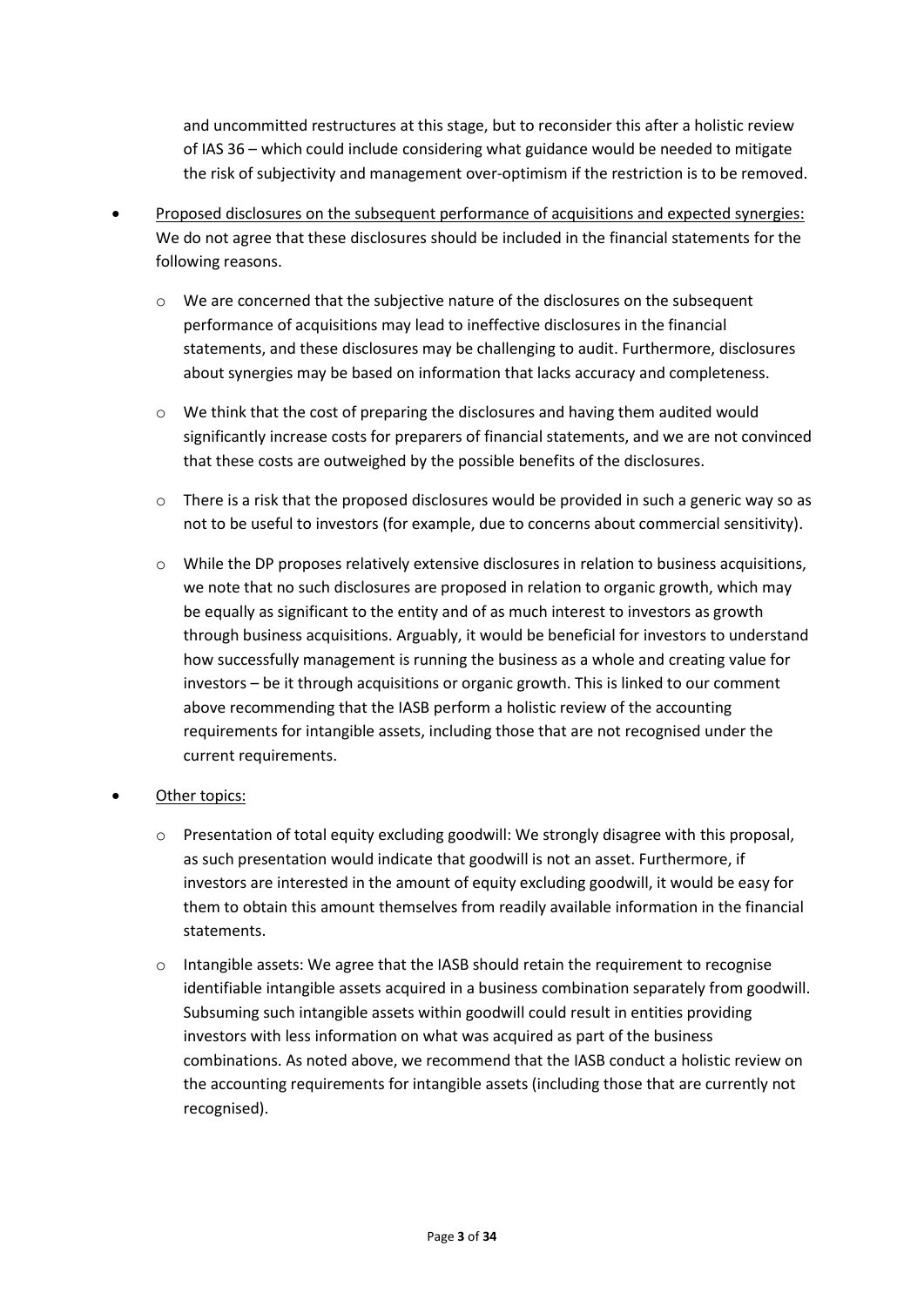and uncommitted restructures at this stage, but to reconsider this after a holistic review of IAS 36 – which could include considering what guidance would be needed to mitigate the risk of subjectivity and management over-optimism if the restriction is to be removed.

- <u>Proposed disclosures on the subsequent performance of acquisitions and expected synergies:</u> We do not agree that these disclosures should be included in the financial statements for the following reasons.

  - We are concerned that the subjective nature of the disclosures on the subsequent performance of acquisitions may lead to ineffective disclosures in the financial statements, and these disclosures may be challenging to audit. Furthermore, disclosures about synergies may be based on information that lacks accuracy and completeness.

  - We think that the cost of preparing the disclosures and having them audited would significantly increase costs for preparers of financial statements, and we are not convinced that these costs are outweighed by the possible benefits of the disclosures.

  - There is a risk that the proposed disclosures would be provided in such a generic way so as not to be useful to investors (for example, due to concerns about commercial sensitivity).

  - While the DP proposes relatively extensive disclosures in relation to business acquisitions, we note that no such disclosures are proposed in relation to organic growth, which may be equally as significant to the entity and of as much interest to investors as growth through business acquisitions. Arguably, it would be beneficial for investors to understand how successfully management is running the business as a whole and creating value for investors – be it through acquisitions or organic growth. This is linked to our comment above recommending that the IASB perform a holistic review of the accounting requirements for intangible assets, including those that are not recognised under the current requirements.

- <u>Other topics:</u>

  - Presentation of total equity excluding goodwill: We strongly disagree with this proposal, as such presentation would indicate that goodwill is not an asset. Furthermore, if investors are interested in the amount of equity excluding goodwill, it would be easy for them to obtain this amount themselves from readily available information in the financial statements.

  - Intangible assets: We agree that the IASB should retain the requirement to recognise identifiable intangible assets acquired in a business combination separately from goodwill. Subsuming such intangible assets within goodwill could result in entities providing investors with less information on what was acquired as part of the business combinations. As noted above, we recommend that the IASB conduct a holistic review on the accounting requirements for intangible assets (including those that are currently not recognised).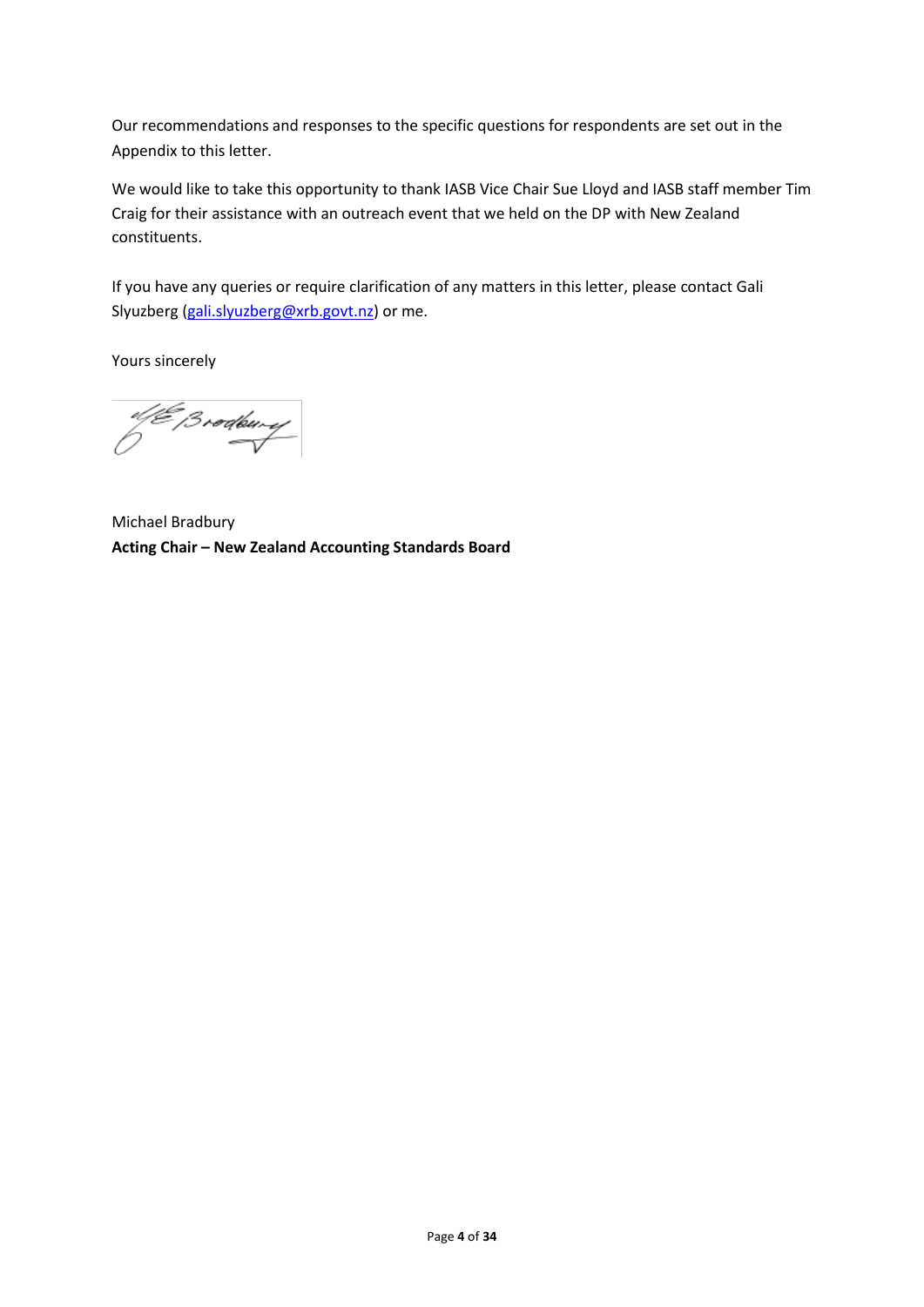Our recommendations and responses to the specific questions for respondents are set out in the Appendix to this letter.

We would like to take this opportunity to thank IASB Vice Chair Sue Lloyd and IASB staff member Tim Craig for their assistance with an outreach event that we held on the DP with New Zealand constituents.

If you have any queries or require clarification of any matters in this letter, please contact Gali Slyuzberg (gali.slyuzberg@xrb.govt.nz) or me.

Yours sincerely

Michael Bradbury
**Acting Chair – New Zealand Accounting Standards Board**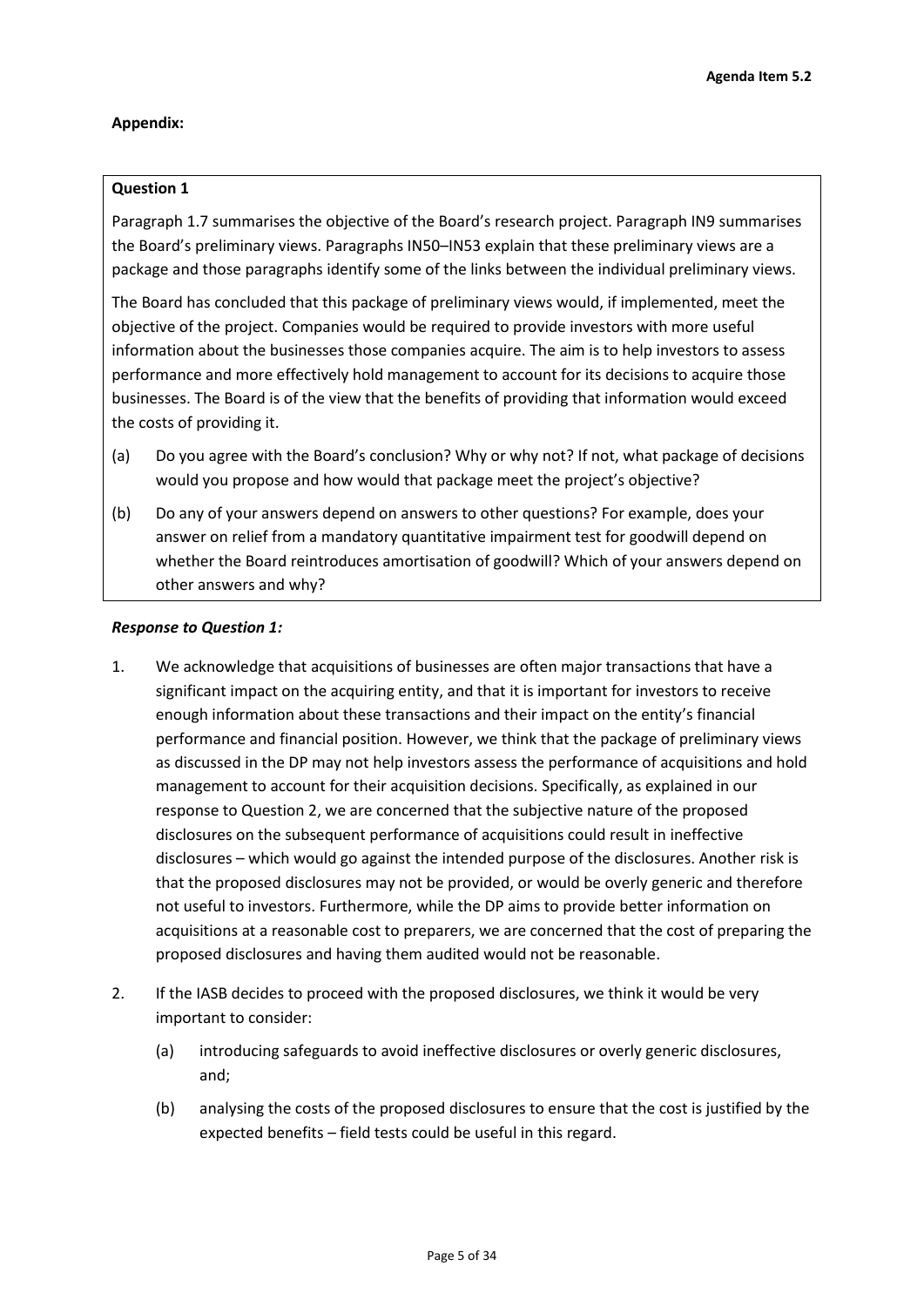**Appendix:**

**Question 1**

Paragraph 1.7 summarises the objective of the Board's research project. Paragraph IN9 summarises the Board's preliminary views. Paragraphs IN50–IN53 explain that these preliminary views are a package and those paragraphs identify some of the links between the individual preliminary views.

The Board has concluded that this package of preliminary views would, if implemented, meet the objective of the project. Companies would be required to provide investors with more useful information about the businesses those companies acquire. The aim is to help investors to assess performance and more effectively hold management to account for its decisions to acquire those businesses. The Board is of the view that the benefits of providing that information would exceed the costs of providing it.

(a) Do you agree with the Board's conclusion? Why or why not? If not, what package of decisions would you propose and how would that package meet the project's objective?

(b) Do any of your answers depend on answers to other questions? For example, does your answer on relief from a mandatory quantitative impairment test for goodwill depend on whether the Board reintroduces amortisation of goodwill? Which of your answers depend on other answers and why?

***Response to Question 1:***

1. We acknowledge that acquisitions of businesses are often major transactions that have a significant impact on the acquiring entity, and that it is important for investors to receive enough information about these transactions and their impact on the entity's financial performance and financial position. However, we think that the package of preliminary views as discussed in the DP may not help investors assess the performance of acquisitions and hold management to account for their acquisition decisions. Specifically, as explained in our response to Question 2, we are concerned that the subjective nature of the proposed disclosures on the subsequent performance of acquisitions could result in ineffective disclosures – which would go against the intended purpose of the disclosures. Another risk is that the proposed disclosures may not be provided, or would be overly generic and therefore not useful to investors. Furthermore, while the DP aims to provide better information on acquisitions at a reasonable cost to preparers, we are concerned that the cost of preparing the proposed disclosures and having them audited would not be reasonable.

2. If the IASB decides to proceed with the proposed disclosures, we think it would be very important to consider:

   (a) introducing safeguards to avoid ineffective disclosures or overly generic disclosures, and;

   (b) analysing the costs of the proposed disclosures to ensure that the cost is justified by the expected benefits – field tests could be useful in this regard.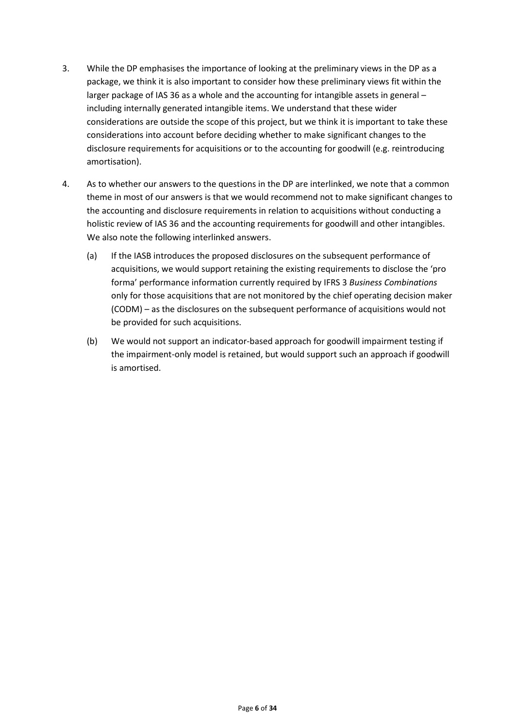3. While the DP emphasises the importance of looking at the preliminary views in the DP as a package, we think it is also important to consider how these preliminary views fit within the larger package of IAS 36 as a whole and the accounting for intangible assets in general – including internally generated intangible items. We understand that these wider considerations are outside the scope of this project, but we think it is important to take these considerations into account before deciding whether to make significant changes to the disclosure requirements for acquisitions or to the accounting for goodwill (e.g. reintroducing amortisation).

4. As to whether our answers to the questions in the DP are interlinked, we note that a common theme in most of our answers is that we would recommend not to make significant changes to the accounting and disclosure requirements in relation to acquisitions without conducting a holistic review of IAS 36 and the accounting requirements for goodwill and other intangibles. We also note the following interlinked answers.

   (a) If the IASB introduces the proposed disclosures on the subsequent performance of acquisitions, we would support retaining the existing requirements to disclose the 'pro forma' performance information currently required by IFRS 3 *Business Combinations* only for those acquisitions that are not monitored by the chief operating decision maker (CODM) – as the disclosures on the subsequent performance of acquisitions would not be provided for such acquisitions.

   (b) We would not support an indicator-based approach for goodwill impairment testing if the impairment-only model is retained, but would support such an approach if goodwill is amortised.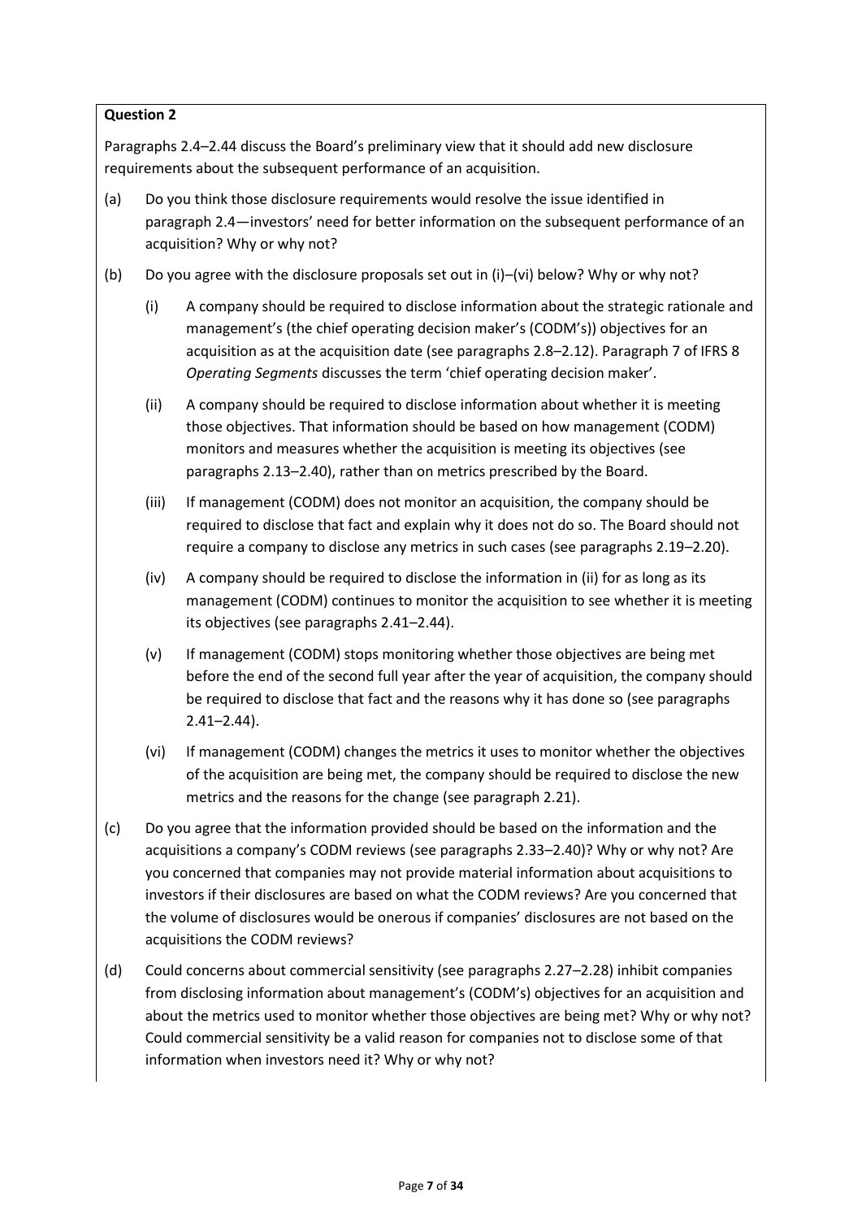**Question 2**

Paragraphs 2.4–2.44 discuss the Board's preliminary view that it should add new disclosure requirements about the subsequent performance of an acquisition.

(a) Do you think those disclosure requirements would resolve the issue identified in paragraph 2.4—investors' need for better information on the subsequent performance of an acquisition? Why or why not?

(b) Do you agree with the disclosure proposals set out in (i)–(vi) below? Why or why not?

  (i) A company should be required to disclose information about the strategic rationale and management's (the chief operating decision maker's (CODM's)) objectives for an acquisition as at the acquisition date (see paragraphs 2.8–2.12). Paragraph 7 of IFRS 8 *Operating Segments* discusses the term 'chief operating decision maker'.

  (ii) A company should be required to disclose information about whether it is meeting those objectives. That information should be based on how management (CODM) monitors and measures whether the acquisition is meeting its objectives (see paragraphs 2.13–2.40), rather than on metrics prescribed by the Board.

  (iii) If management (CODM) does not monitor an acquisition, the company should be required to disclose that fact and explain why it does not do so. The Board should not require a company to disclose any metrics in such cases (see paragraphs 2.19–2.20).

  (iv) A company should be required to disclose the information in (ii) for as long as its management (CODM) continues to monitor the acquisition to see whether it is meeting its objectives (see paragraphs 2.41–2.44).

  (v) If management (CODM) stops monitoring whether those objectives are being met before the end of the second full year after the year of acquisition, the company should be required to disclose that fact and the reasons why it has done so (see paragraphs 2.41–2.44).

  (vi) If management (CODM) changes the metrics it uses to monitor whether the objectives of the acquisition are being met, the company should be required to disclose the new metrics and the reasons for the change (see paragraph 2.21).

(c) Do you agree that the information provided should be based on the information and the acquisitions a company's CODM reviews (see paragraphs 2.33–2.40)? Why or why not? Are you concerned that companies may not provide material information about acquisitions to investors if their disclosures are based on what the CODM reviews? Are you concerned that the volume of disclosures would be onerous if companies' disclosures are not based on the acquisitions the CODM reviews?

(d) Could concerns about commercial sensitivity (see paragraphs 2.27–2.28) inhibit companies from disclosing information about management's (CODM's) objectives for an acquisition and about the metrics used to monitor whether those objectives are being met? Why or why not? Could commercial sensitivity be a valid reason for companies not to disclose some of that information when investors need it? Why or why not?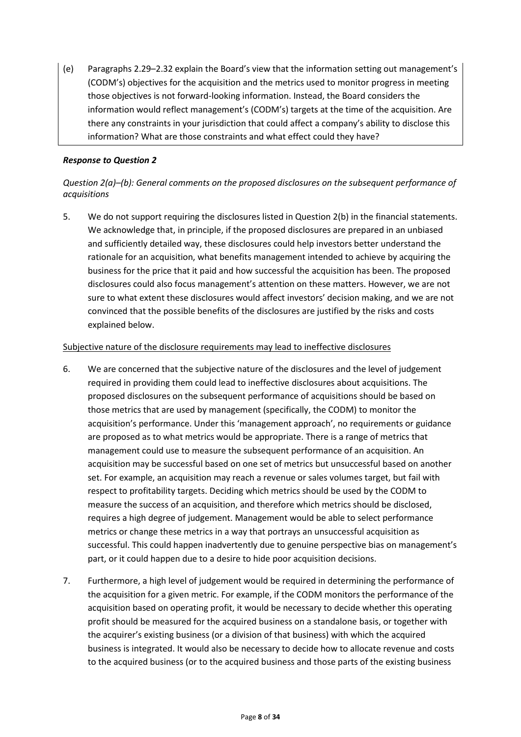(e) Paragraphs 2.29–2.32 explain the Board's view that the information setting out management's (CODM's) objectives for the acquisition and the metrics used to monitor progress in meeting those objectives is not forward-looking information. Instead, the Board considers the information would reflect management's (CODM's) targets at the time of the acquisition. Are there any constraints in your jurisdiction that could affect a company's ability to disclose this information? What are those constraints and what effect could they have?

***Response to Question 2***

*Question 2(a)–(b): General comments on the proposed disclosures on the subsequent performance of acquisitions*

5. We do not support requiring the disclosures listed in Question 2(b) in the financial statements. We acknowledge that, in principle, if the proposed disclosures are prepared in an unbiased and sufficiently detailed way, these disclosures could help investors better understand the rationale for an acquisition, what benefits management intended to achieve by acquiring the business for the price that it paid and how successful the acquisition has been. The proposed disclosures could also focus management's attention on these matters. However, we are not sure to what extent these disclosures would affect investors' decision making, and we are not convinced that the possible benefits of the disclosures are justified by the risks and costs explained below.

<u>Subjective nature of the disclosure requirements may lead to ineffective disclosures</u>

6. We are concerned that the subjective nature of the disclosures and the level of judgement required in providing them could lead to ineffective disclosures about acquisitions. The proposed disclosures on the subsequent performance of acquisitions should be based on those metrics that are used by management (specifically, the CODM) to monitor the acquisition's performance. Under this 'management approach', no requirements or guidance are proposed as to what metrics would be appropriate. There is a range of metrics that management could use to measure the subsequent performance of an acquisition. An acquisition may be successful based on one set of metrics but unsuccessful based on another set. For example, an acquisition may reach a revenue or sales volumes target, but fail with respect to profitability targets. Deciding which metrics should be used by the CODM to measure the success of an acquisition, and therefore which metrics should be disclosed, requires a high degree of judgement. Management would be able to select performance metrics or change these metrics in a way that portrays an unsuccessful acquisition as successful. This could happen inadvertently due to genuine perspective bias on management's part, or it could happen due to a desire to hide poor acquisition decisions.

7. Furthermore, a high level of judgement would be required in determining the performance of the acquisition for a given metric. For example, if the CODM monitors the performance of the acquisition based on operating profit, it would be necessary to decide whether this operating profit should be measured for the acquired business on a standalone basis, or together with the acquirer's existing business (or a division of that business) with which the acquired business is integrated. It would also be necessary to decide how to allocate revenue and costs to the acquired business (or to the acquired business and those parts of the existing business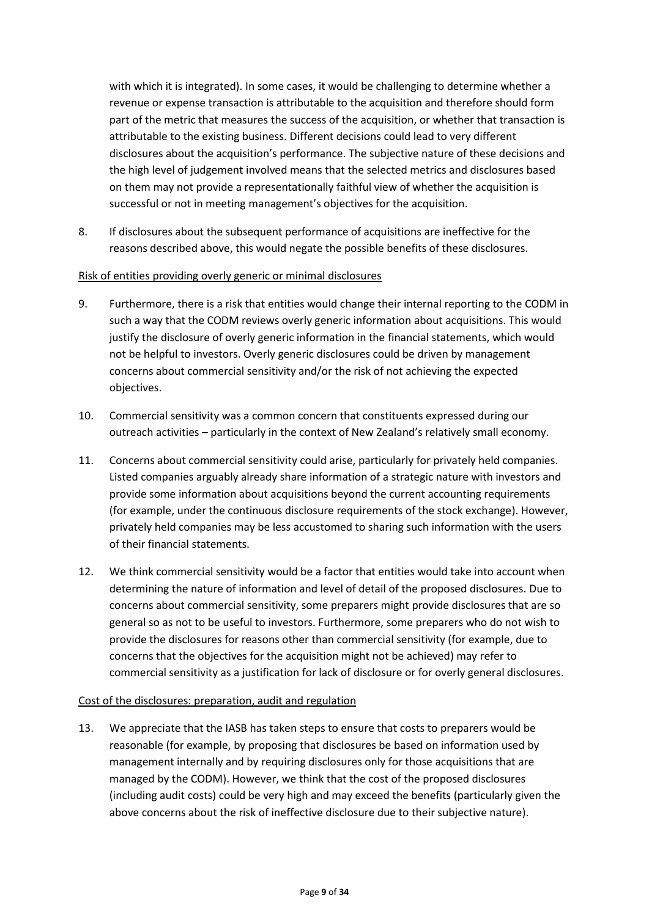with which it is integrated). In some cases, it would be challenging to determine whether a revenue or expense transaction is attributable to the acquisition and therefore should form part of the metric that measures the success of the acquisition, or whether that transaction is attributable to the existing business. Different decisions could lead to very different disclosures about the acquisition's performance. The subjective nature of these decisions and the high level of judgement involved means that the selected metrics and disclosures based on them may not provide a representationally faithful view of whether the acquisition is successful or not in meeting management's objectives for the acquisition.

8. If disclosures about the subsequent performance of acquisitions are ineffective for the reasons described above, this would negate the possible benefits of these disclosures.

Risk of entities providing overly generic or minimal disclosures

9. Furthermore, there is a risk that entities would change their internal reporting to the CODM in such a way that the CODM reviews overly generic information about acquisitions. This would justify the disclosure of overly generic information in the financial statements, which would not be helpful to investors. Overly generic disclosures could be driven by management concerns about commercial sensitivity and/or the risk of not achieving the expected objectives.

10. Commercial sensitivity was a common concern that constituents expressed during our outreach activities – particularly in the context of New Zealand's relatively small economy.

11. Concerns about commercial sensitivity could arise, particularly for privately held companies. Listed companies arguably already share information of a strategic nature with investors and provide some information about acquisitions beyond the current accounting requirements (for example, under the continuous disclosure requirements of the stock exchange). However, privately held companies may be less accustomed to sharing such information with the users of their financial statements.

12. We think commercial sensitivity would be a factor that entities would take into account when determining the nature of information and level of detail of the proposed disclosures. Due to concerns about commercial sensitivity, some preparers might provide disclosures that are so general so as not to be useful to investors. Furthermore, some preparers who do not wish to provide the disclosures for reasons other than commercial sensitivity (for example, due to concerns that the objectives for the acquisition might not be achieved) may refer to commercial sensitivity as a justification for lack of disclosure or for overly general disclosures.

Cost of the disclosures: preparation, audit and regulation

13. We appreciate that the IASB has taken steps to ensure that costs to preparers would be reasonable (for example, by proposing that disclosures be based on information used by management internally and by requiring disclosures only for those acquisitions that are managed by the CODM). However, we think that the cost of the proposed disclosures (including audit costs) could be very high and may exceed the benefits (particularly given the above concerns about the risk of ineffective disclosure due to their subjective nature).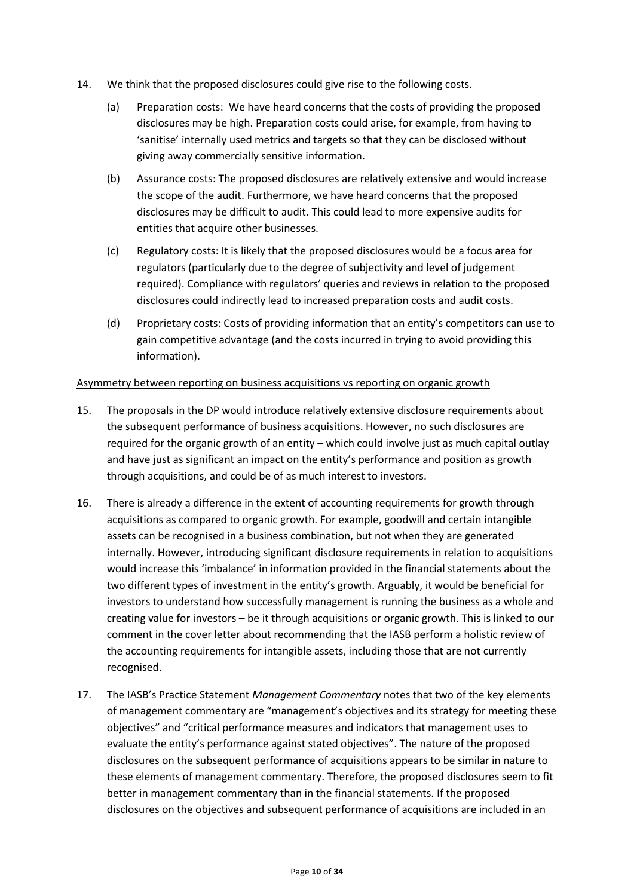14. We think that the proposed disclosures could give rise to the following costs.

    (a) Preparation costs: We have heard concerns that the costs of providing the proposed disclosures may be high. Preparation costs could arise, for example, from having to 'sanitise' internally used metrics and targets so that they can be disclosed without giving away commercially sensitive information.

    (b) Assurance costs: The proposed disclosures are relatively extensive and would increase the scope of the audit. Furthermore, we have heard concerns that the proposed disclosures may be difficult to audit. This could lead to more expensive audits for entities that acquire other businesses.

    (c) Regulatory costs: It is likely that the proposed disclosures would be a focus area for regulators (particularly due to the degree of subjectivity and level of judgement required). Compliance with regulators' queries and reviews in relation to the proposed disclosures could indirectly lead to increased preparation costs and audit costs.

    (d) Proprietary costs: Costs of providing information that an entity's competitors can use to gain competitive advantage (and the costs incurred in trying to avoid providing this information).

<u>Asymmetry between reporting on business acquisitions vs reporting on organic growth</u>

15. The proposals in the DP would introduce relatively extensive disclosure requirements about the subsequent performance of business acquisitions. However, no such disclosures are required for the organic growth of an entity – which could involve just as much capital outlay and have just as significant an impact on the entity's performance and position as growth through acquisitions, and could be of as much interest to investors.

16. There is already a difference in the extent of accounting requirements for growth through acquisitions as compared to organic growth. For example, goodwill and certain intangible assets can be recognised in a business combination, but not when they are generated internally. However, introducing significant disclosure requirements in relation to acquisitions would increase this 'imbalance' in information provided in the financial statements about the two different types of investment in the entity's growth. Arguably, it would be beneficial for investors to understand how successfully management is running the business as a whole and creating value for investors – be it through acquisitions or organic growth. This is linked to our comment in the cover letter about recommending that the IASB perform a holistic review of the accounting requirements for intangible assets, including those that are not currently recognised.

17. The IASB's Practice Statement *Management Commentary* notes that two of the key elements of management commentary are "management's objectives and its strategy for meeting these objectives" and "critical performance measures and indicators that management uses to evaluate the entity's performance against stated objectives". The nature of the proposed disclosures on the subsequent performance of acquisitions appears to be similar in nature to these elements of management commentary. Therefore, the proposed disclosures seem to fit better in management commentary than in the financial statements. If the proposed disclosures on the objectives and subsequent performance of acquisitions are included in an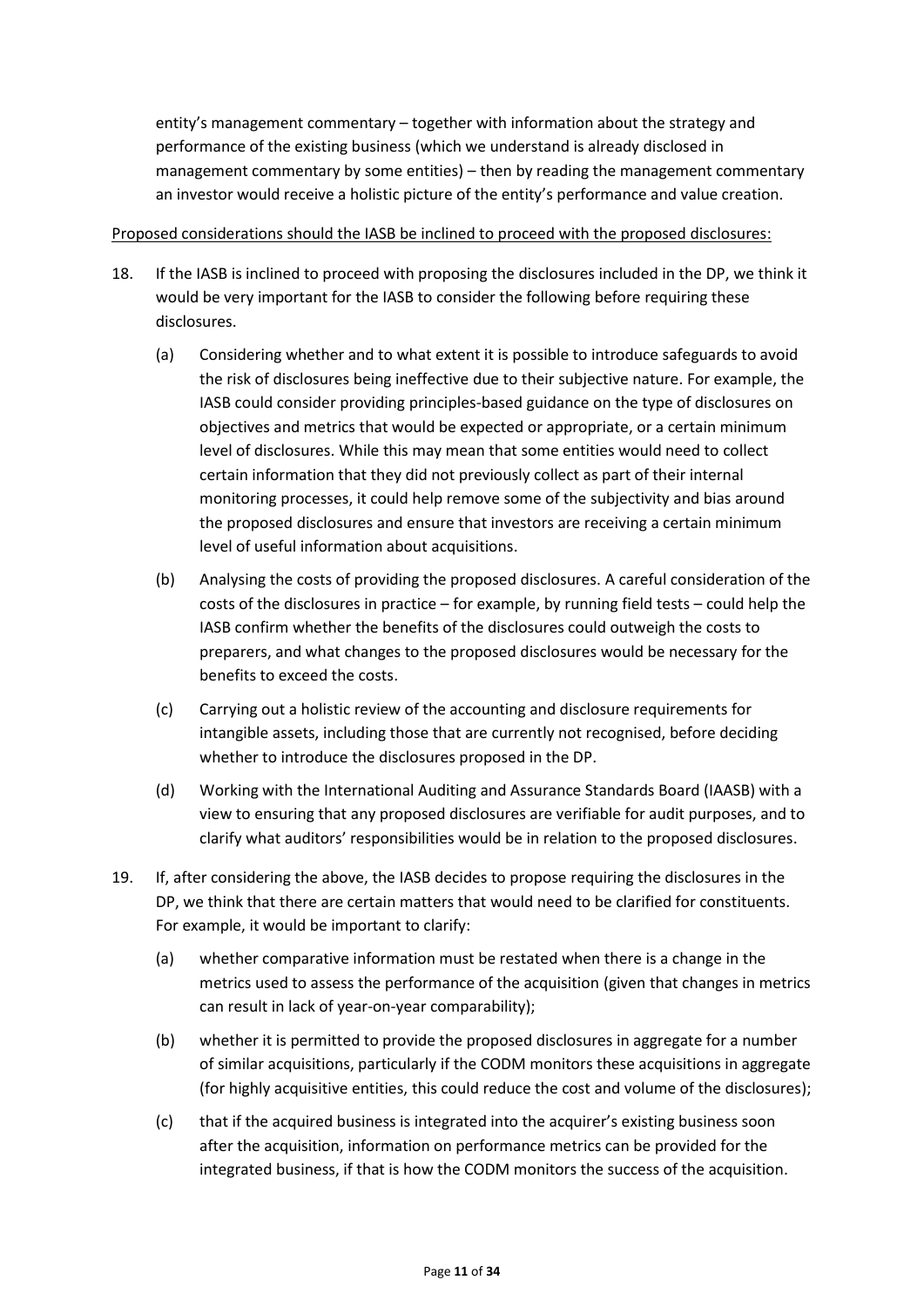entity's management commentary – together with information about the strategy and performance of the existing business (which we understand is already disclosed in management commentary by some entities) – then by reading the management commentary an investor would receive a holistic picture of the entity's performance and value creation.

<u>Proposed considerations should the IASB be inclined to proceed with the proposed disclosures:</u>

18. If the IASB is inclined to proceed with proposing the disclosures included in the DP, we think it would be very important for the IASB to consider the following before requiring these disclosures.

    (a) Considering whether and to what extent it is possible to introduce safeguards to avoid the risk of disclosures being ineffective due to their subjective nature. For example, the IASB could consider providing principles-based guidance on the type of disclosures on objectives and metrics that would be expected or appropriate, or a certain minimum level of disclosures. While this may mean that some entities would need to collect certain information that they did not previously collect as part of their internal monitoring processes, it could help remove some of the subjectivity and bias around the proposed disclosures and ensure that investors are receiving a certain minimum level of useful information about acquisitions.

    (b) Analysing the costs of providing the proposed disclosures. A careful consideration of the costs of the disclosures in practice – for example, by running field tests – could help the IASB confirm whether the benefits of the disclosures could outweigh the costs to preparers, and what changes to the proposed disclosures would be necessary for the benefits to exceed the costs.

    (c) Carrying out a holistic review of the accounting and disclosure requirements for intangible assets, including those that are currently not recognised, before deciding whether to introduce the disclosures proposed in the DP.

    (d) Working with the International Auditing and Assurance Standards Board (IAASB) with a view to ensuring that any proposed disclosures are verifiable for audit purposes, and to clarify what auditors' responsibilities would be in relation to the proposed disclosures.

19. If, after considering the above, the IASB decides to propose requiring the disclosures in the DP, we think that there are certain matters that would need to be clarified for constituents. For example, it would be important to clarify:

    (a) whether comparative information must be restated when there is a change in the metrics used to assess the performance of the acquisition (given that changes in metrics can result in lack of year-on-year comparability);

    (b) whether it is permitted to provide the proposed disclosures in aggregate for a number of similar acquisitions, particularly if the CODM monitors these acquisitions in aggregate (for highly acquisitive entities, this could reduce the cost and volume of the disclosures);

    (c) that if the acquired business is integrated into the acquirer's existing business soon after the acquisition, information on performance metrics can be provided for the integrated business, if that is how the CODM monitors the success of the acquisition.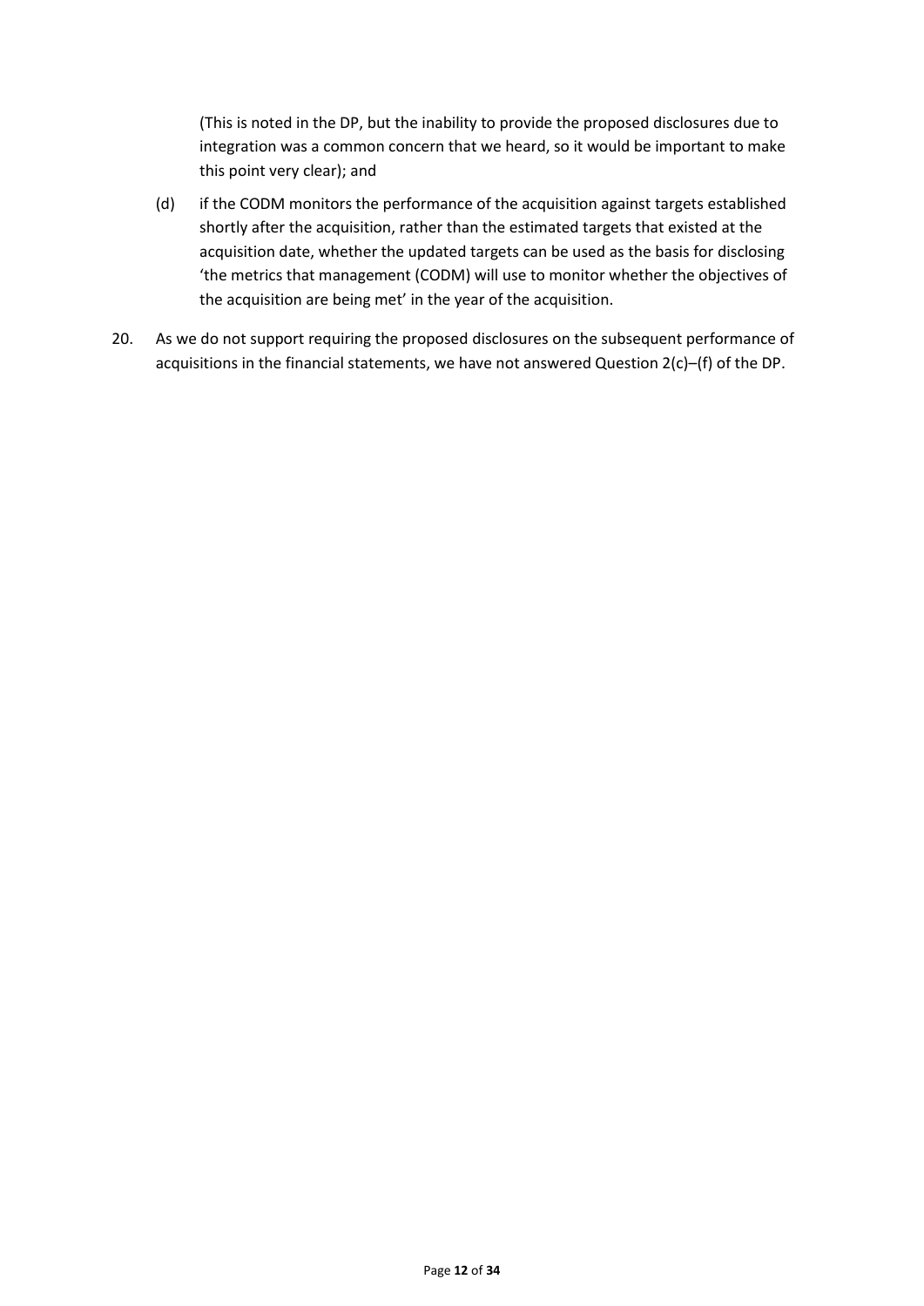(This is noted in the DP, but the inability to provide the proposed disclosures due to integration was a common concern that we heard, so it would be important to make this point very clear); and

(d) if the CODM monitors the performance of the acquisition against targets established shortly after the acquisition, rather than the estimated targets that existed at the acquisition date, whether the updated targets can be used as the basis for disclosing 'the metrics that management (CODM) will use to monitor whether the objectives of the acquisition are being met' in the year of the acquisition.

20. As we do not support requiring the proposed disclosures on the subsequent performance of acquisitions in the financial statements, we have not answered Question 2(c)–(f) of the DP.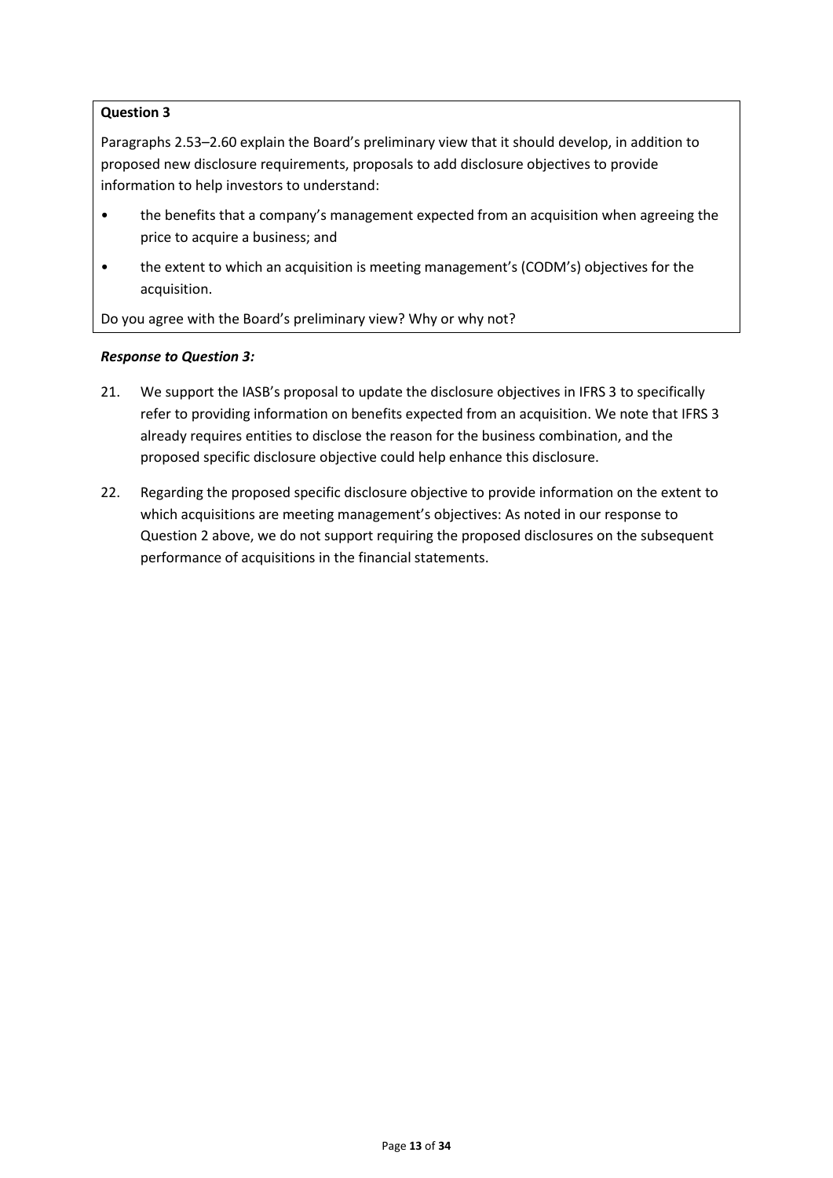**Question 3**

Paragraphs 2.53–2.60 explain the Board's preliminary view that it should develop, in addition to proposed new disclosure requirements, proposals to add disclosure objectives to provide information to help investors to understand:

- the benefits that a company's management expected from an acquisition when agreeing the price to acquire a business; and
- the extent to which an acquisition is meeting management's (CODM's) objectives for the acquisition.

Do you agree with the Board's preliminary view? Why or why not?

***Response to Question 3:***

21. We support the IASB's proposal to update the disclosure objectives in IFRS 3 to specifically refer to providing information on benefits expected from an acquisition. We note that IFRS 3 already requires entities to disclose the reason for the business combination, and the proposed specific disclosure objective could help enhance this disclosure.

22. Regarding the proposed specific disclosure objective to provide information on the extent to which acquisitions are meeting management's objectives: As noted in our response to Question 2 above, we do not support requiring the proposed disclosures on the subsequent performance of acquisitions in the financial statements.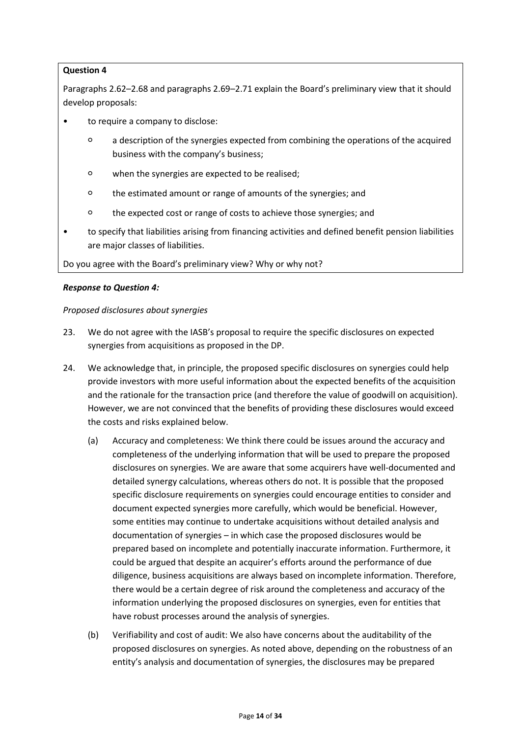**Question 4**

Paragraphs 2.62–2.68 and paragraphs 2.69–2.71 explain the Board's preliminary view that it should develop proposals:

- to require a company to disclose:
  - a description of the synergies expected from combining the operations of the acquired business with the company's business;
  - when the synergies are expected to be realised;
  - the estimated amount or range of amounts of the synergies; and
  - the expected cost or range of costs to achieve those synergies; and
- to specify that liabilities arising from financing activities and defined benefit pension liabilities are major classes of liabilities.

Do you agree with the Board's preliminary view? Why or why not?

***Response to Question 4:***

*Proposed disclosures about synergies*

23. We do not agree with the IASB's proposal to require the specific disclosures on expected synergies from acquisitions as proposed in the DP.

24. We acknowledge that, in principle, the proposed specific disclosures on synergies could help provide investors with more useful information about the expected benefits of the acquisition and the rationale for the transaction price (and therefore the value of goodwill on acquisition). However, we are not convinced that the benefits of providing these disclosures would exceed the costs and risks explained below.

    (a) Accuracy and completeness: We think there could be issues around the accuracy and completeness of the underlying information that will be used to prepare the proposed disclosures on synergies. We are aware that some acquirers have well-documented and detailed synergy calculations, whereas others do not. It is possible that the proposed specific disclosure requirements on synergies could encourage entities to consider and document expected synergies more carefully, which would be beneficial. However, some entities may continue to undertake acquisitions without detailed analysis and documentation of synergies – in which case the proposed disclosures would be prepared based on incomplete and potentially inaccurate information. Furthermore, it could be argued that despite an acquirer's efforts around the performance of due diligence, business acquisitions are always based on incomplete information. Therefore, there would be a certain degree of risk around the completeness and accuracy of the information underlying the proposed disclosures on synergies, even for entities that have robust processes around the analysis of synergies.

    (b) Verifiability and cost of audit: We also have concerns about the auditability of the proposed disclosures on synergies. As noted above, depending on the robustness of an entity's analysis and documentation of synergies, the disclosures may be prepared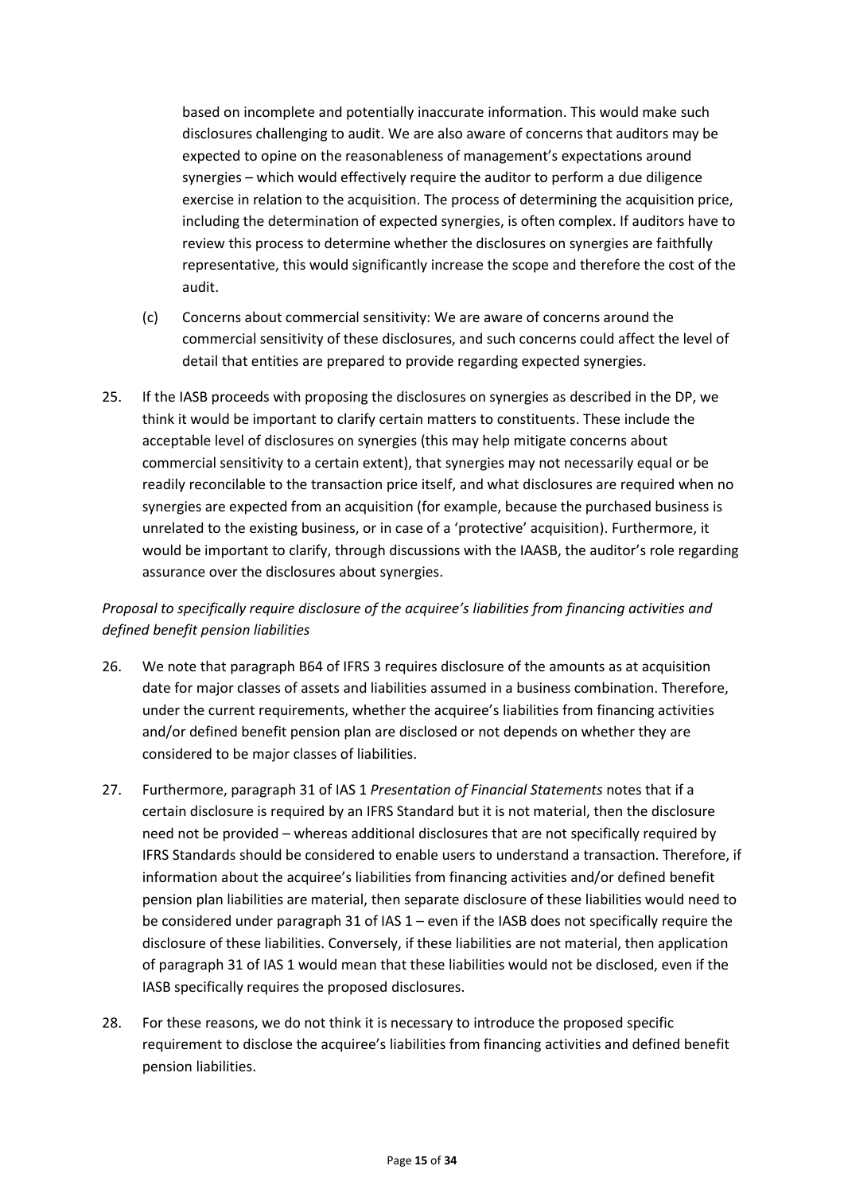based on incomplete and potentially inaccurate information. This would make such disclosures challenging to audit. We are also aware of concerns that auditors may be expected to opine on the reasonableness of management's expectations around synergies – which would effectively require the auditor to perform a due diligence exercise in relation to the acquisition. The process of determining the acquisition price, including the determination of expected synergies, is often complex. If auditors have to review this process to determine whether the disclosures on synergies are faithfully representative, this would significantly increase the scope and therefore the cost of the audit.

(c) Concerns about commercial sensitivity: We are aware of concerns around the commercial sensitivity of these disclosures, and such concerns could affect the level of detail that entities are prepared to provide regarding expected synergies.

25. If the IASB proceeds with proposing the disclosures on synergies as described in the DP, we think it would be important to clarify certain matters to constituents. These include the acceptable level of disclosures on synergies (this may help mitigate concerns about commercial sensitivity to a certain extent), that synergies may not necessarily equal or be readily reconcilable to the transaction price itself, and what disclosures are required when no synergies are expected from an acquisition (for example, because the purchased business is unrelated to the existing business, or in case of a 'protective' acquisition). Furthermore, it would be important to clarify, through discussions with the IAASB, the auditor's role regarding assurance over the disclosures about synergies.

*Proposal to specifically require disclosure of the acquiree's liabilities from financing activities and defined benefit pension liabilities*

26. We note that paragraph B64 of IFRS 3 requires disclosure of the amounts as at acquisition date for major classes of assets and liabilities assumed in a business combination. Therefore, under the current requirements, whether the acquiree's liabilities from financing activities and/or defined benefit pension plan are disclosed or not depends on whether they are considered to be major classes of liabilities.

27. Furthermore, paragraph 31 of IAS 1 *Presentation of Financial Statements* notes that if a certain disclosure is required by an IFRS Standard but it is not material, then the disclosure need not be provided – whereas additional disclosures that are not specifically required by IFRS Standards should be considered to enable users to understand a transaction. Therefore, if information about the acquiree's liabilities from financing activities and/or defined benefit pension plan liabilities are material, then separate disclosure of these liabilities would need to be considered under paragraph 31 of IAS 1 – even if the IASB does not specifically require the disclosure of these liabilities. Conversely, if these liabilities are not material, then application of paragraph 31 of IAS 1 would mean that these liabilities would not be disclosed, even if the IASB specifically requires the proposed disclosures.

28. For these reasons, we do not think it is necessary to introduce the proposed specific requirement to disclose the acquiree's liabilities from financing activities and defined benefit pension liabilities.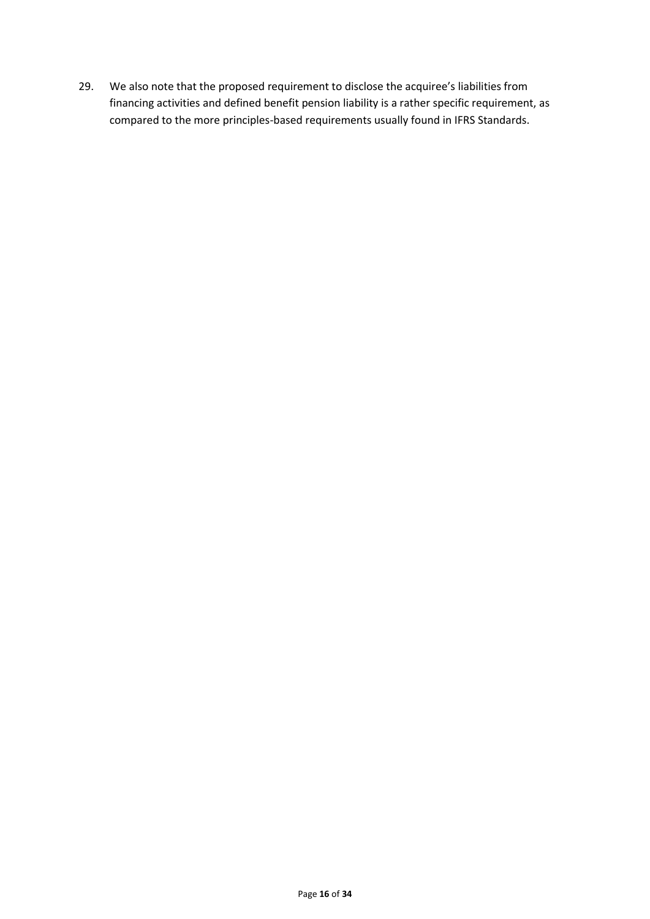29. We also note that the proposed requirement to disclose the acquiree's liabilities from financing activities and defined benefit pension liability is a rather specific requirement, as compared to the more principles-based requirements usually found in IFRS Standards.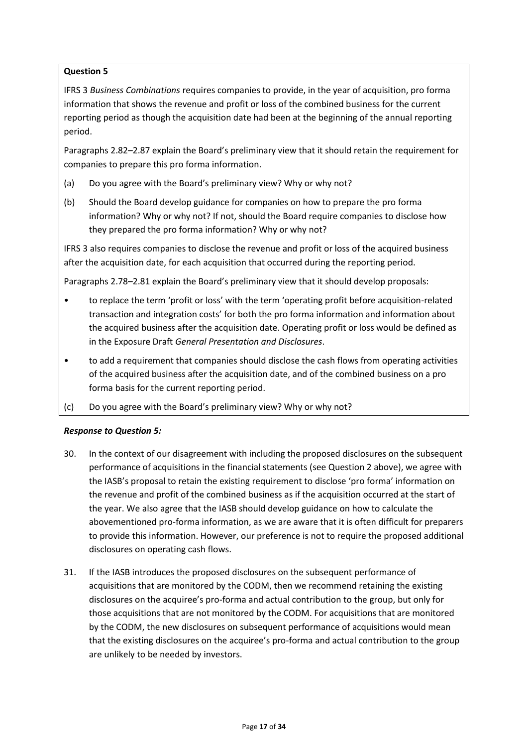**Question 5**

IFRS 3 *Business Combinations* requires companies to provide, in the year of acquisition, pro forma information that shows the revenue and profit or loss of the combined business for the current reporting period as though the acquisition date had been at the beginning of the annual reporting period.

Paragraphs 2.82–2.87 explain the Board's preliminary view that it should retain the requirement for companies to prepare this pro forma information.

(a) Do you agree with the Board's preliminary view? Why or why not?

(b) Should the Board develop guidance for companies on how to prepare the pro forma information? Why or why not? If not, should the Board require companies to disclose how they prepared the pro forma information? Why or why not?

IFRS 3 also requires companies to disclose the revenue and profit or loss of the acquired business after the acquisition date, for each acquisition that occurred during the reporting period.

Paragraphs 2.78–2.81 explain the Board's preliminary view that it should develop proposals:

- to replace the term 'profit or loss' with the term 'operating profit before acquisition-related transaction and integration costs' for both the pro forma information and information about the acquired business after the acquisition date. Operating profit or loss would be defined as in the Exposure Draft *General Presentation and Disclosures*.
- to add a requirement that companies should disclose the cash flows from operating activities of the acquired business after the acquisition date, and of the combined business on a pro forma basis for the current reporting period.

(c) Do you agree with the Board's preliminary view? Why or why not?

***Response to Question 5:***

30. In the context of our disagreement with including the proposed disclosures on the subsequent performance of acquisitions in the financial statements (see Question 2 above), we agree with the IASB's proposal to retain the existing requirement to disclose 'pro forma' information on the revenue and profit of the combined business as if the acquisition occurred at the start of the year. We also agree that the IASB should develop guidance on how to calculate the abovementioned pro-forma information, as we are aware that it is often difficult for preparers to provide this information. However, our preference is not to require the proposed additional disclosures on operating cash flows.

31. If the IASB introduces the proposed disclosures on the subsequent performance of acquisitions that are monitored by the CODM, then we recommend retaining the existing disclosures on the acquiree's pro-forma and actual contribution to the group, but only for those acquisitions that are not monitored by the CODM. For acquisitions that are monitored by the CODM, the new disclosures on subsequent performance of acquisitions would mean that the existing disclosures on the acquiree's pro-forma and actual contribution to the group are unlikely to be needed by investors.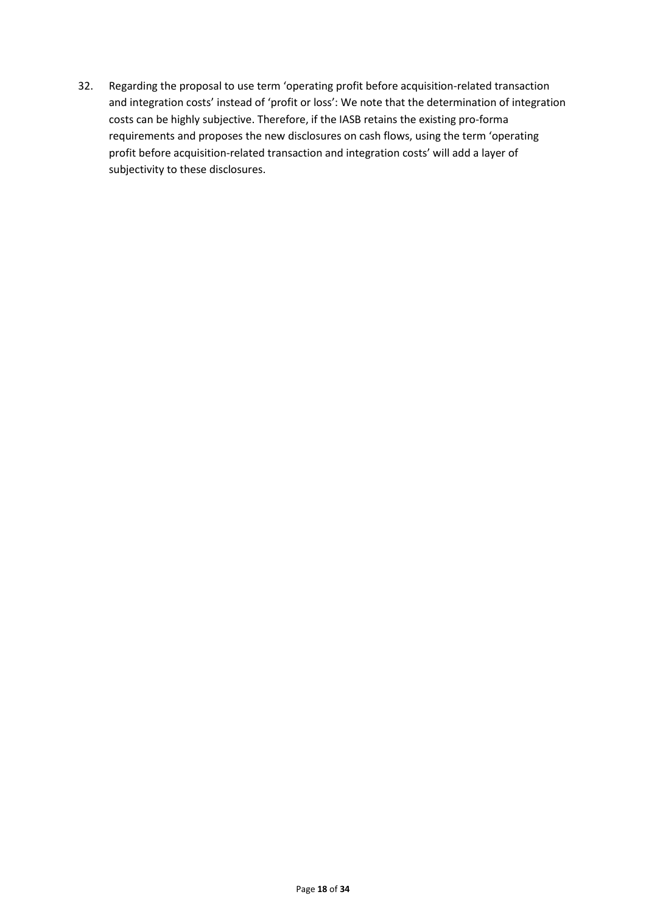32. Regarding the proposal to use term 'operating profit before acquisition-related transaction and integration costs' instead of 'profit or loss': We note that the determination of integration costs can be highly subjective. Therefore, if the IASB retains the existing pro-forma requirements and proposes the new disclosures on cash flows, using the term 'operating profit before acquisition-related transaction and integration costs' will add a layer of subjectivity to these disclosures.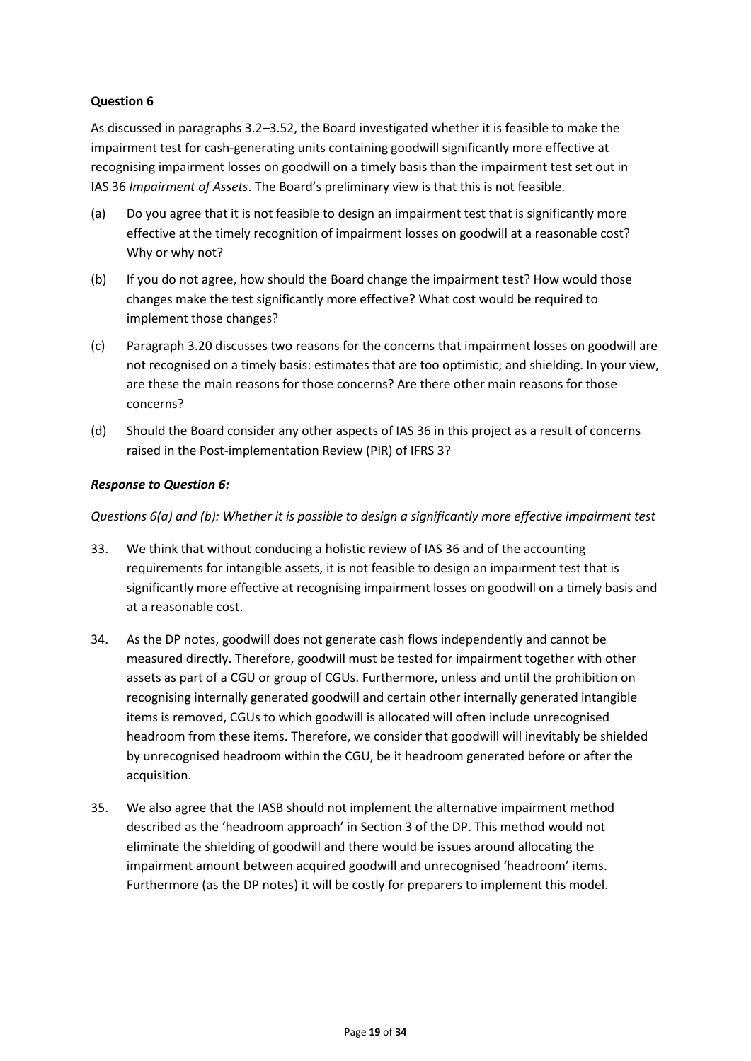**Question 6**

As discussed in paragraphs 3.2–3.52, the Board investigated whether it is feasible to make the impairment test for cash-generating units containing goodwill significantly more effective at recognising impairment losses on goodwill on a timely basis than the impairment test set out in IAS 36 *Impairment of Assets*. The Board's preliminary view is that this is not feasible.

(a) Do you agree that it is not feasible to design an impairment test that is significantly more effective at the timely recognition of impairment losses on goodwill at a reasonable cost? Why or why not?

(b) If you do not agree, how should the Board change the impairment test? How would those changes make the test significantly more effective? What cost would be required to implement those changes?

(c) Paragraph 3.20 discusses two reasons for the concerns that impairment losses on goodwill are not recognised on a timely basis: estimates that are too optimistic; and shielding. In your view, are these the main reasons for those concerns? Are there other main reasons for those concerns?

(d) Should the Board consider any other aspects of IAS 36 in this project as a result of concerns raised in the Post-implementation Review (PIR) of IFRS 3?

***Response to Question 6:***

*Questions 6(a) and (b): Whether it is possible to design a significantly more effective impairment test*

33. We think that without conducing a holistic review of IAS 36 and of the accounting requirements for intangible assets, it is not feasible to design an impairment test that is significantly more effective at recognising impairment losses on goodwill on a timely basis and at a reasonable cost.

34. As the DP notes, goodwill does not generate cash flows independently and cannot be measured directly. Therefore, goodwill must be tested for impairment together with other assets as part of a CGU or group of CGUs. Furthermore, unless and until the prohibition on recognising internally generated goodwill and certain other internally generated intangible items is removed, CGUs to which goodwill is allocated will often include unrecognised headroom from these items. Therefore, we consider that goodwill will inevitably be shielded by unrecognised headroom within the CGU, be it headroom generated before or after the acquisition.

35. We also agree that the IASB should not implement the alternative impairment method described as the 'headroom approach' in Section 3 of the DP. This method would not eliminate the shielding of goodwill and there would be issues around allocating the impairment amount between acquired goodwill and unrecognised 'headroom' items. Furthermore (as the DP notes) it will be costly for preparers to implement this model.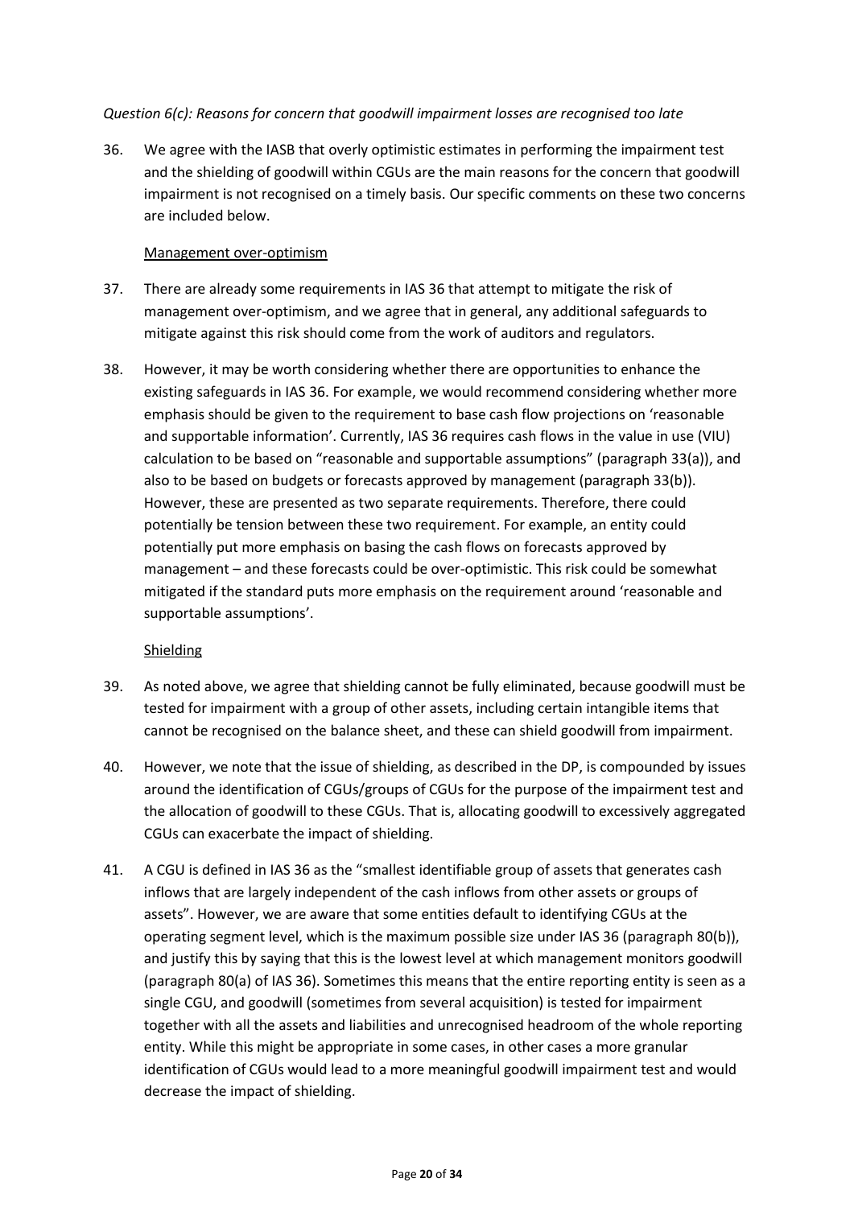*Question 6(c): Reasons for concern that goodwill impairment losses are recognised too late*

36. We agree with the IASB that overly optimistic estimates in performing the impairment test and the shielding of goodwill within CGUs are the main reasons for the concern that goodwill impairment is not recognised on a timely basis. Our specific comments on these two concerns are included below.

<u>Management over-optimism</u>

37. There are already some requirements in IAS 36 that attempt to mitigate the risk of management over-optimism, and we agree that in general, any additional safeguards to mitigate against this risk should come from the work of auditors and regulators.

38. However, it may be worth considering whether there are opportunities to enhance the existing safeguards in IAS 36. For example, we would recommend considering whether more emphasis should be given to the requirement to base cash flow projections on 'reasonable and supportable information'. Currently, IAS 36 requires cash flows in the value in use (VIU) calculation to be based on "reasonable and supportable assumptions" (paragraph 33(a)), and also to be based on budgets or forecasts approved by management (paragraph 33(b)). However, these are presented as two separate requirements. Therefore, there could potentially be tension between these two requirement. For example, an entity could potentially put more emphasis on basing the cash flows on forecasts approved by management – and these forecasts could be over-optimistic. This risk could be somewhat mitigated if the standard puts more emphasis on the requirement around 'reasonable and supportable assumptions'.

<u>Shielding</u>

39. As noted above, we agree that shielding cannot be fully eliminated, because goodwill must be tested for impairment with a group of other assets, including certain intangible items that cannot be recognised on the balance sheet, and these can shield goodwill from impairment.

40. However, we note that the issue of shielding, as described in the DP, is compounded by issues around the identification of CGUs/groups of CGUs for the purpose of the impairment test and the allocation of goodwill to these CGUs. That is, allocating goodwill to excessively aggregated CGUs can exacerbate the impact of shielding.

41. A CGU is defined in IAS 36 as the "smallest identifiable group of assets that generates cash inflows that are largely independent of the cash inflows from other assets or groups of assets". However, we are aware that some entities default to identifying CGUs at the operating segment level, which is the maximum possible size under IAS 36 (paragraph 80(b)), and justify this by saying that this is the lowest level at which management monitors goodwill (paragraph 80(a) of IAS 36). Sometimes this means that the entire reporting entity is seen as a single CGU, and goodwill (sometimes from several acquisition) is tested for impairment together with all the assets and liabilities and unrecognised headroom of the whole reporting entity. While this might be appropriate in some cases, in other cases a more granular identification of CGUs would lead to a more meaningful goodwill impairment test and would decrease the impact of shielding.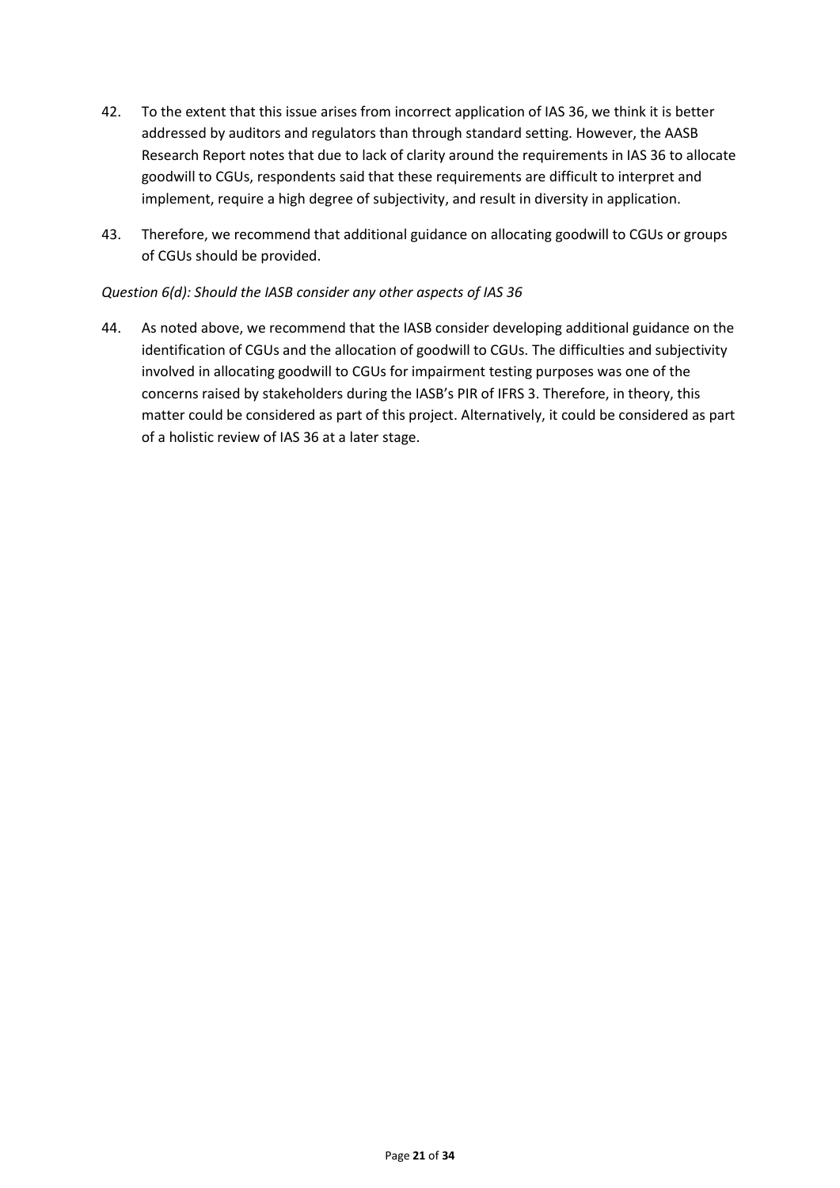42. To the extent that this issue arises from incorrect application of IAS 36, we think it is better addressed by auditors and regulators than through standard setting. However, the AASB Research Report notes that due to lack of clarity around the requirements in IAS 36 to allocate goodwill to CGUs, respondents said that these requirements are difficult to interpret and implement, require a high degree of subjectivity, and result in diversity in application.

43. Therefore, we recommend that additional guidance on allocating goodwill to CGUs or groups of CGUs should be provided.

*Question 6(d): Should the IASB consider any other aspects of IAS 36*

44. As noted above, we recommend that the IASB consider developing additional guidance on the identification of CGUs and the allocation of goodwill to CGUs. The difficulties and subjectivity involved in allocating goodwill to CGUs for impairment testing purposes was one of the concerns raised by stakeholders during the IASB's PIR of IFRS 3. Therefore, in theory, this matter could be considered as part of this project. Alternatively, it could be considered as part of a holistic review of IAS 36 at a later stage.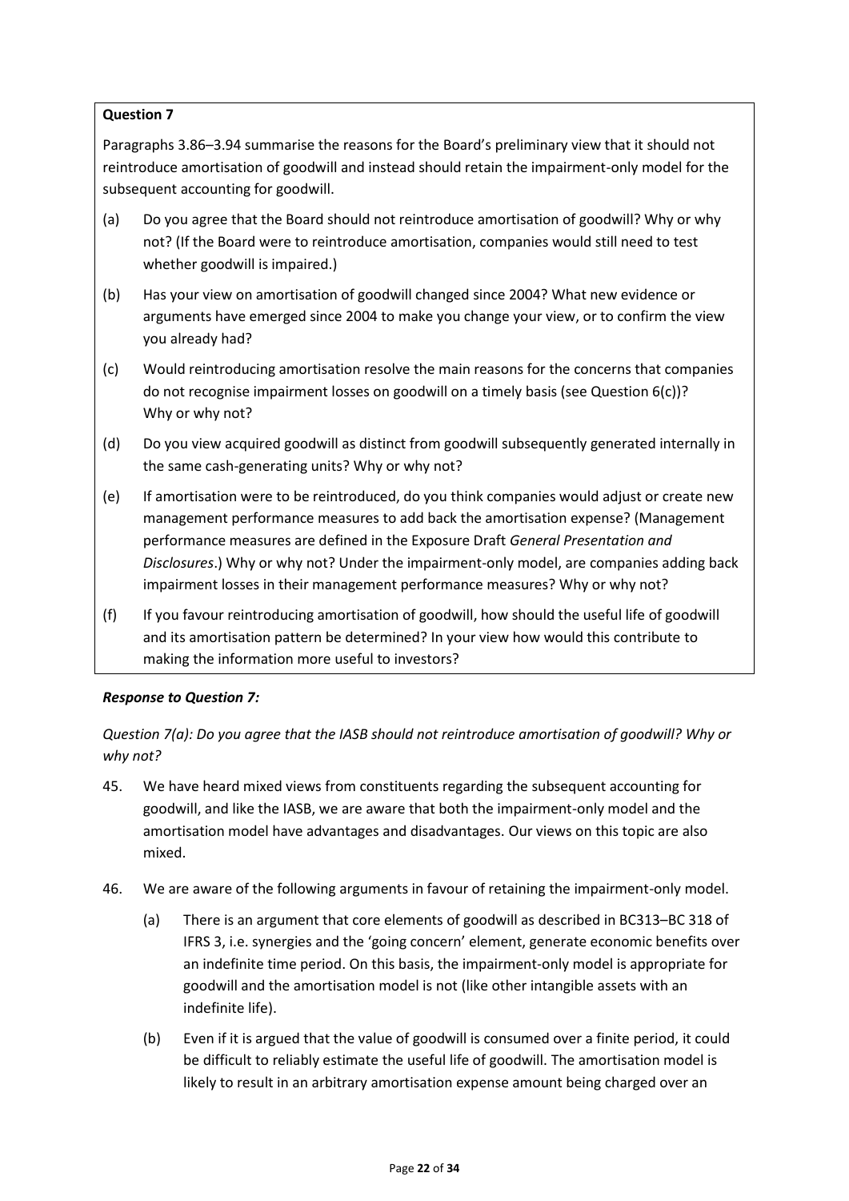**Question 7**

Paragraphs 3.86–3.94 summarise the reasons for the Board's preliminary view that it should not reintroduce amortisation of goodwill and instead should retain the impairment-only model for the subsequent accounting for goodwill.

(a) Do you agree that the Board should not reintroduce amortisation of goodwill? Why or why not? (If the Board were to reintroduce amortisation, companies would still need to test whether goodwill is impaired.)

(b) Has your view on amortisation of goodwill changed since 2004? What new evidence or arguments have emerged since 2004 to make you change your view, or to confirm the view you already had?

(c) Would reintroducing amortisation resolve the main reasons for the concerns that companies do not recognise impairment losses on goodwill on a timely basis (see Question 6(c))? Why or why not?

(d) Do you view acquired goodwill as distinct from goodwill subsequently generated internally in the same cash-generating units? Why or why not?

(e) If amortisation were to be reintroduced, do you think companies would adjust or create new management performance measures to add back the amortisation expense? (Management performance measures are defined in the Exposure Draft *General Presentation and Disclosures*.) Why or why not? Under the impairment-only model, are companies adding back impairment losses in their management performance measures? Why or why not?

(f) If you favour reintroducing amortisation of goodwill, how should the useful life of goodwill and its amortisation pattern be determined? In your view how would this contribute to making the information more useful to investors?

***Response to Question 7:***

*Question 7(a): Do you agree that the IASB should not reintroduce amortisation of goodwill? Why or why not?*

45. We have heard mixed views from constituents regarding the subsequent accounting for goodwill, and like the IASB, we are aware that both the impairment-only model and the amortisation model have advantages and disadvantages. Our views on this topic are also mixed.

46. We are aware of the following arguments in favour of retaining the impairment-only model.

    (a) There is an argument that core elements of goodwill as described in BC313–BC 318 of IFRS 3, i.e. synergies and the 'going concern' element, generate economic benefits over an indefinite time period. On this basis, the impairment-only model is appropriate for goodwill and the amortisation model is not (like other intangible assets with an indefinite life).

    (b) Even if it is argued that the value of goodwill is consumed over a finite period, it could be difficult to reliably estimate the useful life of goodwill. The amortisation model is likely to result in an arbitrary amortisation expense amount being charged over an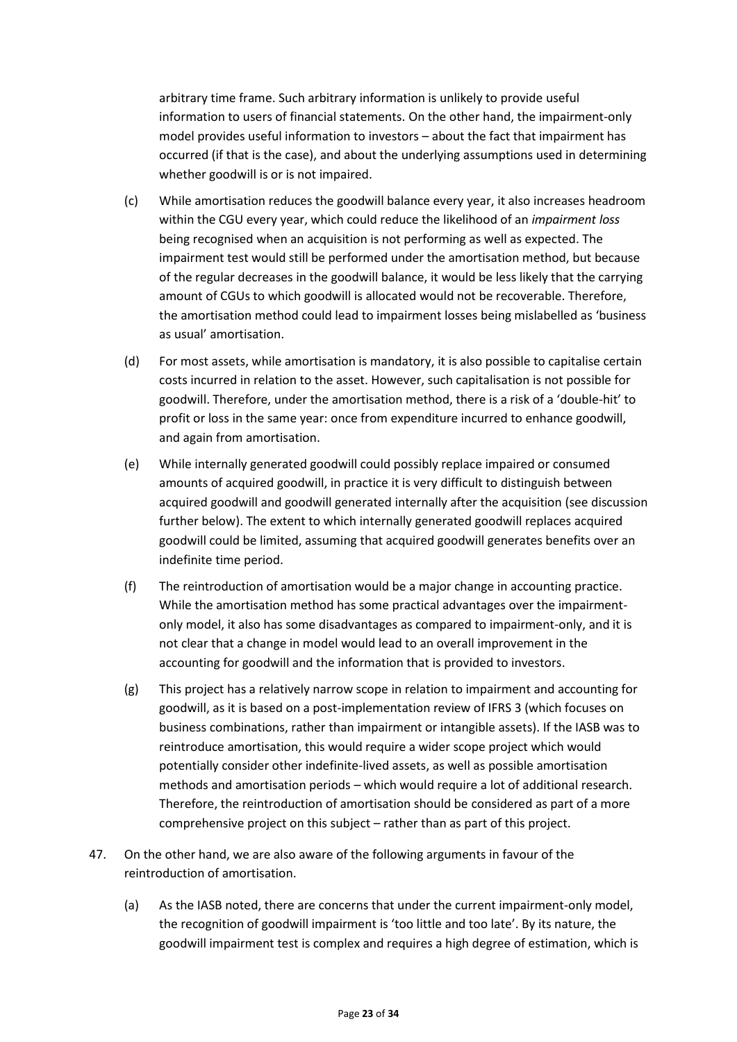arbitrary time frame. Such arbitrary information is unlikely to provide useful information to users of financial statements. On the other hand, the impairment-only model provides useful information to investors – about the fact that impairment has occurred (if that is the case), and about the underlying assumptions used in determining whether goodwill is or is not impaired.

(c) While amortisation reduces the goodwill balance every year, it also increases headroom within the CGU every year, which could reduce the likelihood of an *impairment loss* being recognised when an acquisition is not performing as well as expected. The impairment test would still be performed under the amortisation method, but because of the regular decreases in the goodwill balance, it would be less likely that the carrying amount of CGUs to which goodwill is allocated would not be recoverable. Therefore, the amortisation method could lead to impairment losses being mislabelled as 'business as usual' amortisation.

(d) For most assets, while amortisation is mandatory, it is also possible to capitalise certain costs incurred in relation to the asset. However, such capitalisation is not possible for goodwill. Therefore, under the amortisation method, there is a risk of a 'double-hit' to profit or loss in the same year: once from expenditure incurred to enhance goodwill, and again from amortisation.

(e) While internally generated goodwill could possibly replace impaired or consumed amounts of acquired goodwill, in practice it is very difficult to distinguish between acquired goodwill and goodwill generated internally after the acquisition (see discussion further below). The extent to which internally generated goodwill replaces acquired goodwill could be limited, assuming that acquired goodwill generates benefits over an indefinite time period.

(f) The reintroduction of amortisation would be a major change in accounting practice. While the amortisation method has some practical advantages over the impairment-only model, it also has some disadvantages as compared to impairment-only, and it is not clear that a change in model would lead to an overall improvement in the accounting for goodwill and the information that is provided to investors.

(g) This project has a relatively narrow scope in relation to impairment and accounting for goodwill, as it is based on a post-implementation review of IFRS 3 (which focuses on business combinations, rather than impairment or intangible assets). If the IASB was to reintroduce amortisation, this would require a wider scope project which would potentially consider other indefinite-lived assets, as well as possible amortisation methods and amortisation periods – which would require a lot of additional research. Therefore, the reintroduction of amortisation should be considered as part of a more comprehensive project on this subject – rather than as part of this project.

47. On the other hand, we are also aware of the following arguments in favour of the reintroduction of amortisation.

(a) As the IASB noted, there are concerns that under the current impairment-only model, the recognition of goodwill impairment is 'too little and too late'. By its nature, the goodwill impairment test is complex and requires a high degree of estimation, which is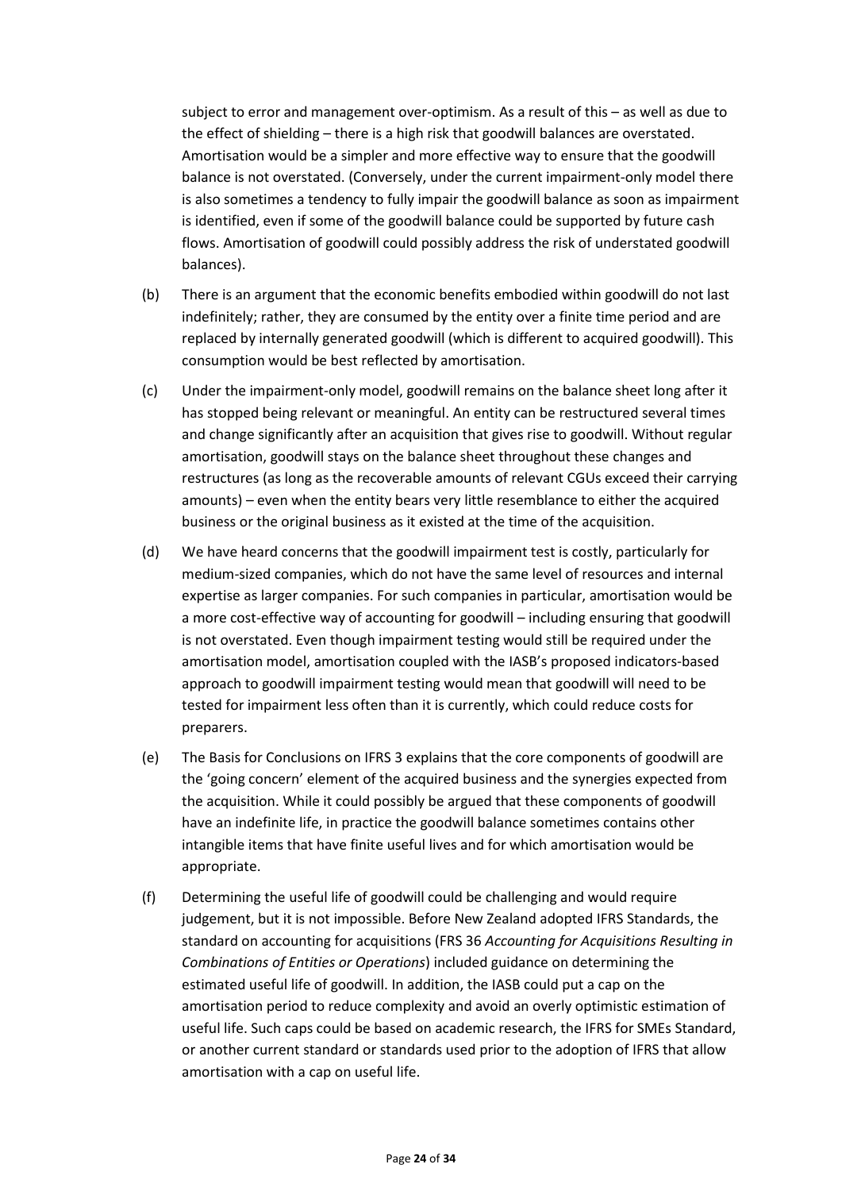subject to error and management over-optimism. As a result of this – as well as due to the effect of shielding – there is a high risk that goodwill balances are overstated. Amortisation would be a simpler and more effective way to ensure that the goodwill balance is not overstated. (Conversely, under the current impairment-only model there is also sometimes a tendency to fully impair the goodwill balance as soon as impairment is identified, even if some of the goodwill balance could be supported by future cash flows. Amortisation of goodwill could possibly address the risk of understated goodwill balances).

(b) There is an argument that the economic benefits embodied within goodwill do not last indefinitely; rather, they are consumed by the entity over a finite time period and are replaced by internally generated goodwill (which is different to acquired goodwill). This consumption would be best reflected by amortisation.

(c) Under the impairment-only model, goodwill remains on the balance sheet long after it has stopped being relevant or meaningful. An entity can be restructured several times and change significantly after an acquisition that gives rise to goodwill. Without regular amortisation, goodwill stays on the balance sheet throughout these changes and restructures (as long as the recoverable amounts of relevant CGUs exceed their carrying amounts) – even when the entity bears very little resemblance to either the acquired business or the original business as it existed at the time of the acquisition.

(d) We have heard concerns that the goodwill impairment test is costly, particularly for medium-sized companies, which do not have the same level of resources and internal expertise as larger companies. For such companies in particular, amortisation would be a more cost-effective way of accounting for goodwill – including ensuring that goodwill is not overstated. Even though impairment testing would still be required under the amortisation model, amortisation coupled with the IASB's proposed indicators-based approach to goodwill impairment testing would mean that goodwill will need to be tested for impairment less often than it is currently, which could reduce costs for preparers.

(e) The Basis for Conclusions on IFRS 3 explains that the core components of goodwill are the 'going concern' element of the acquired business and the synergies expected from the acquisition. While it could possibly be argued that these components of goodwill have an indefinite life, in practice the goodwill balance sometimes contains other intangible items that have finite useful lives and for which amortisation would be appropriate.

(f) Determining the useful life of goodwill could be challenging and would require judgement, but it is not impossible. Before New Zealand adopted IFRS Standards, the standard on accounting for acquisitions (FRS 36 *Accounting for Acquisitions Resulting in Combinations of Entities or Operations*) included guidance on determining the estimated useful life of goodwill. In addition, the IASB could put a cap on the amortisation period to reduce complexity and avoid an overly optimistic estimation of useful life. Such caps could be based on academic research, the IFRS for SMEs Standard, or another current standard or standards used prior to the adoption of IFRS that allow amortisation with a cap on useful life.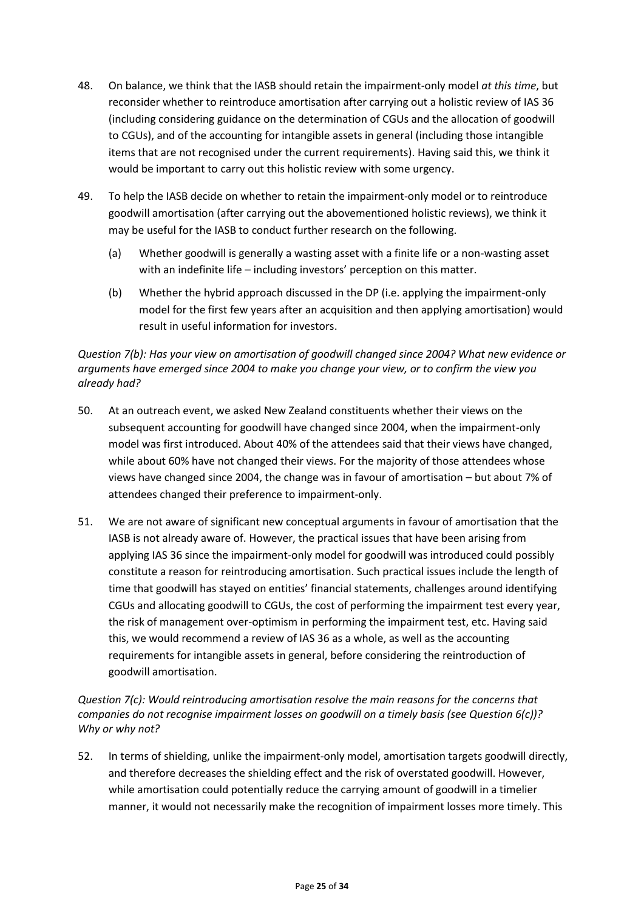48. On balance, we think that the IASB should retain the impairment-only model *at this time*, but reconsider whether to reintroduce amortisation after carrying out a holistic review of IAS 36 (including considering guidance on the determination of CGUs and the allocation of goodwill to CGUs), and of the accounting for intangible assets in general (including those intangible items that are not recognised under the current requirements). Having said this, we think it would be important to carry out this holistic review with some urgency.

49. To help the IASB decide on whether to retain the impairment-only model or to reintroduce goodwill amortisation (after carrying out the abovementioned holistic reviews), we think it may be useful for the IASB to conduct further research on the following.

    (a) Whether goodwill is generally a wasting asset with a finite life or a non-wasting asset with an indefinite life – including investors' perception on this matter.

    (b) Whether the hybrid approach discussed in the DP (i.e. applying the impairment-only model for the first few years after an acquisition and then applying amortisation) would result in useful information for investors.

*Question 7(b): Has your view on amortisation of goodwill changed since 2004? What new evidence or arguments have emerged since 2004 to make you change your view, or to confirm the view you already had?*

50. At an outreach event, we asked New Zealand constituents whether their views on the subsequent accounting for goodwill have changed since 2004, when the impairment-only model was first introduced. About 40% of the attendees said that their views have changed, while about 60% have not changed their views. For the majority of those attendees whose views have changed since 2004, the change was in favour of amortisation – but about 7% of attendees changed their preference to impairment-only.

51. We are not aware of significant new conceptual arguments in favour of amortisation that the IASB is not already aware of. However, the practical issues that have been arising from applying IAS 36 since the impairment-only model for goodwill was introduced could possibly constitute a reason for reintroducing amortisation. Such practical issues include the length of time that goodwill has stayed on entities' financial statements, challenges around identifying CGUs and allocating goodwill to CGUs, the cost of performing the impairment test every year, the risk of management over-optimism in performing the impairment test, etc. Having said this, we would recommend a review of IAS 36 as a whole, as well as the accounting requirements for intangible assets in general, before considering the reintroduction of goodwill amortisation.

*Question 7(c): Would reintroducing amortisation resolve the main reasons for the concerns that companies do not recognise impairment losses on goodwill on a timely basis (see Question 6(c))? Why or why not?*

52. In terms of shielding, unlike the impairment-only model, amortisation targets goodwill directly, and therefore decreases the shielding effect and the risk of overstated goodwill. However, while amortisation could potentially reduce the carrying amount of goodwill in a timelier manner, it would not necessarily make the recognition of impairment losses more timely. This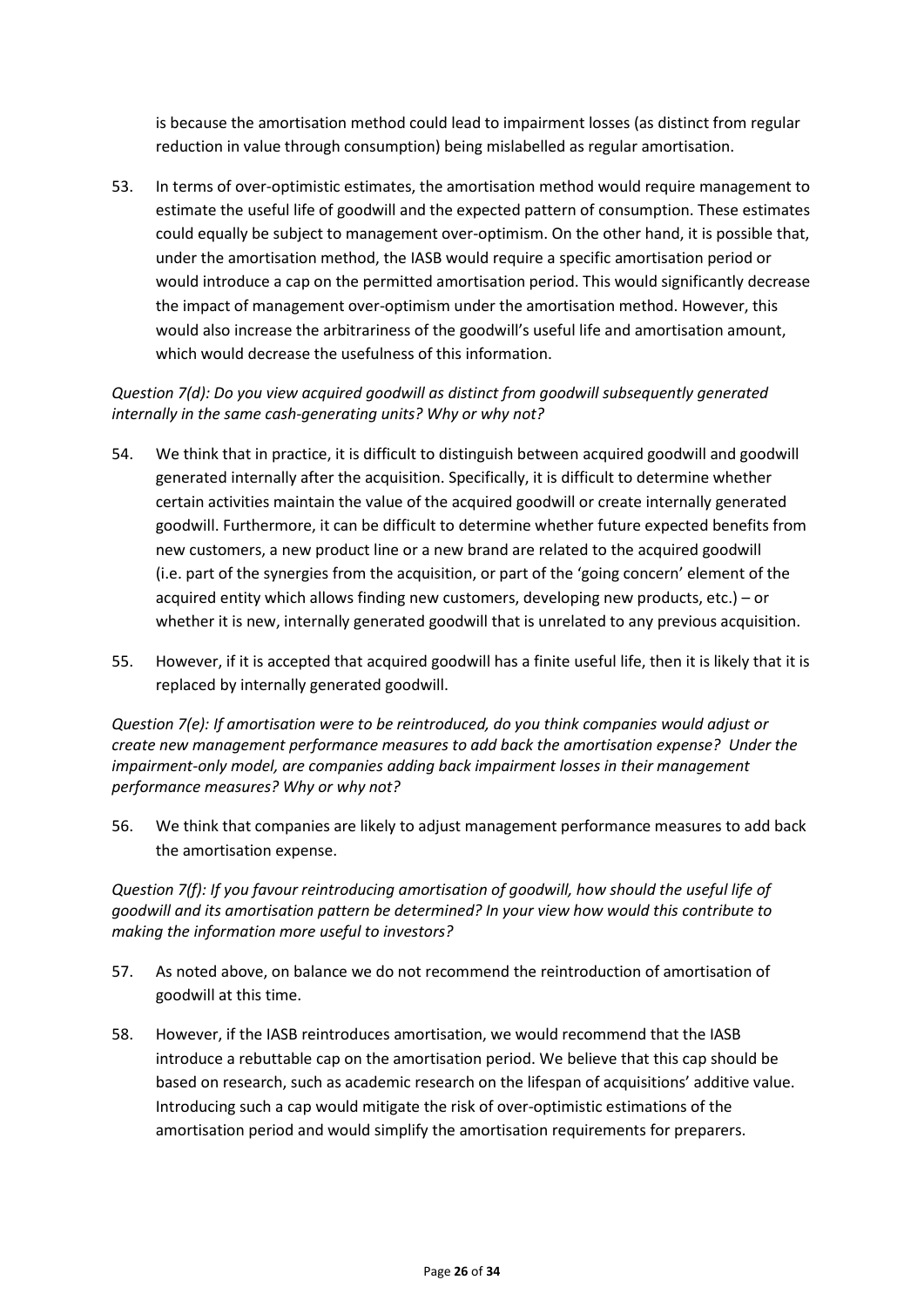is because the amortisation method could lead to impairment losses (as distinct from regular reduction in value through consumption) being mislabelled as regular amortisation.

53. In terms of over-optimistic estimates, the amortisation method would require management to estimate the useful life of goodwill and the expected pattern of consumption. These estimates could equally be subject to management over-optimism. On the other hand, it is possible that, under the amortisation method, the IASB would require a specific amortisation period or would introduce a cap on the permitted amortisation period. This would significantly decrease the impact of management over-optimism under the amortisation method. However, this would also increase the arbitrariness of the goodwill's useful life and amortisation amount, which would decrease the usefulness of this information.

*Question 7(d): Do you view acquired goodwill as distinct from goodwill subsequently generated internally in the same cash-generating units? Why or why not?*

54. We think that in practice, it is difficult to distinguish between acquired goodwill and goodwill generated internally after the acquisition. Specifically, it is difficult to determine whether certain activities maintain the value of the acquired goodwill or create internally generated goodwill. Furthermore, it can be difficult to determine whether future expected benefits from new customers, a new product line or a new brand are related to the acquired goodwill (i.e. part of the synergies from the acquisition, or part of the 'going concern' element of the acquired entity which allows finding new customers, developing new products, etc.) – or whether it is new, internally generated goodwill that is unrelated to any previous acquisition.

55. However, if it is accepted that acquired goodwill has a finite useful life, then it is likely that it is replaced by internally generated goodwill.

*Question 7(e): If amortisation were to be reintroduced, do you think companies would adjust or create new management performance measures to add back the amortisation expense? Under the impairment-only model, are companies adding back impairment losses in their management performance measures? Why or why not?*

56. We think that companies are likely to adjust management performance measures to add back the amortisation expense.

*Question 7(f): If you favour reintroducing amortisation of goodwill, how should the useful life of goodwill and its amortisation pattern be determined? In your view how would this contribute to making the information more useful to investors?*

57. As noted above, on balance we do not recommend the reintroduction of amortisation of goodwill at this time.

58. However, if the IASB reintroduces amortisation, we would recommend that the IASB introduce a rebuttable cap on the amortisation period. We believe that this cap should be based on research, such as academic research on the lifespan of acquisitions' additive value. Introducing such a cap would mitigate the risk of over-optimistic estimations of the amortisation period and would simplify the amortisation requirements for preparers.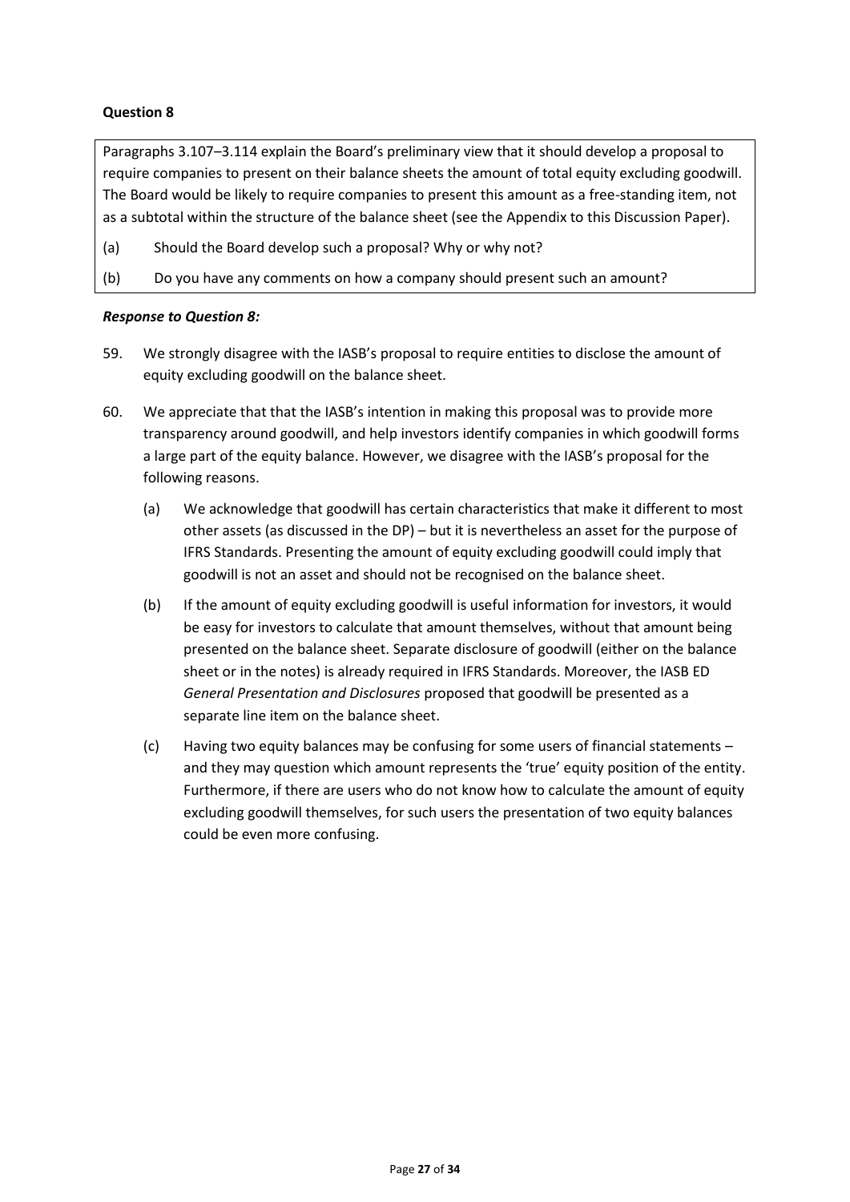**Question 8**

Paragraphs 3.107–3.114 explain the Board's preliminary view that it should develop a proposal to require companies to present on their balance sheets the amount of total equity excluding goodwill. The Board would be likely to require companies to present this amount as a free-standing item, not as a subtotal within the structure of the balance sheet (see the Appendix to this Discussion Paper).

(a) Should the Board develop such a proposal? Why or why not?

(b) Do you have any comments on how a company should present such an amount?

***Response to Question 8:***

59. We strongly disagree with the IASB's proposal to require entities to disclose the amount of equity excluding goodwill on the balance sheet.

60. We appreciate that that the IASB's intention in making this proposal was to provide more transparency around goodwill, and help investors identify companies in which goodwill forms a large part of the equity balance. However, we disagree with the IASB's proposal for the following reasons.

    (a) We acknowledge that goodwill has certain characteristics that make it different to most other assets (as discussed in the DP) – but it is nevertheless an asset for the purpose of IFRS Standards. Presenting the amount of equity excluding goodwill could imply that goodwill is not an asset and should not be recognised on the balance sheet.

    (b) If the amount of equity excluding goodwill is useful information for investors, it would be easy for investors to calculate that amount themselves, without that amount being presented on the balance sheet. Separate disclosure of goodwill (either on the balance sheet or in the notes) is already required in IFRS Standards. Moreover, the IASB ED *General Presentation and Disclosures* proposed that goodwill be presented as a separate line item on the balance sheet.

    (c) Having two equity balances may be confusing for some users of financial statements – and they may question which amount represents the 'true' equity position of the entity. Furthermore, if there are users who do not know how to calculate the amount of equity excluding goodwill themselves, for such users the presentation of two equity balances could be even more confusing.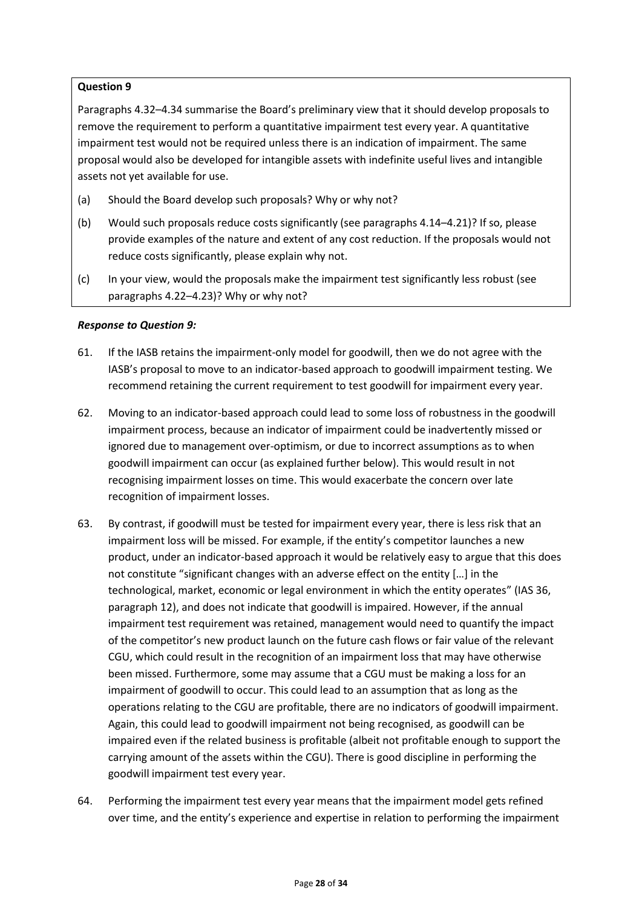**Question 9**

Paragraphs 4.32–4.34 summarise the Board's preliminary view that it should develop proposals to remove the requirement to perform a quantitative impairment test every year. A quantitative impairment test would not be required unless there is an indication of impairment. The same proposal would also be developed for intangible assets with indefinite useful lives and intangible assets not yet available for use.

(a) Should the Board develop such proposals? Why or why not?

(b) Would such proposals reduce costs significantly (see paragraphs 4.14–4.21)? If so, please provide examples of the nature and extent of any cost reduction. If the proposals would not reduce costs significantly, please explain why not.

(c) In your view, would the proposals make the impairment test significantly less robust (see paragraphs 4.22–4.23)? Why or why not?

***Response to Question 9:***

61. If the IASB retains the impairment-only model for goodwill, then we do not agree with the IASB's proposal to move to an indicator-based approach to goodwill impairment testing. We recommend retaining the current requirement to test goodwill for impairment every year.

62. Moving to an indicator-based approach could lead to some loss of robustness in the goodwill impairment process, because an indicator of impairment could be inadvertently missed or ignored due to management over-optimism, or due to incorrect assumptions as to when goodwill impairment can occur (as explained further below). This would result in not recognising impairment losses on time. This would exacerbate the concern over late recognition of impairment losses.

63. By contrast, if goodwill must be tested for impairment every year, there is less risk that an impairment loss will be missed. For example, if the entity's competitor launches a new product, under an indicator-based approach it would be relatively easy to argue that this does not constitute "significant changes with an adverse effect on the entity […] in the technological, market, economic or legal environment in which the entity operates" (IAS 36, paragraph 12), and does not indicate that goodwill is impaired. However, if the annual impairment test requirement was retained, management would need to quantify the impact of the competitor's new product launch on the future cash flows or fair value of the relevant CGU, which could result in the recognition of an impairment loss that may have otherwise been missed. Furthermore, some may assume that a CGU must be making a loss for an impairment of goodwill to occur. This could lead to an assumption that as long as the operations relating to the CGU are profitable, there are no indicators of goodwill impairment. Again, this could lead to goodwill impairment not being recognised, as goodwill can be impaired even if the related business is profitable (albeit not profitable enough to support the carrying amount of the assets within the CGU). There is good discipline in performing the goodwill impairment test every year.

64. Performing the impairment test every year means that the impairment model gets refined over time, and the entity's experience and expertise in relation to performing the impairment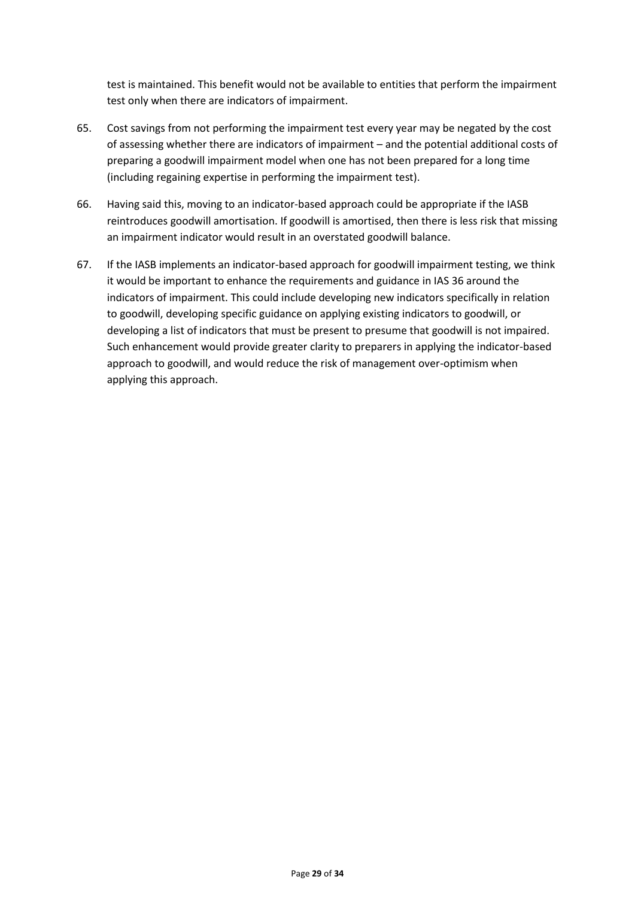test is maintained. This benefit would not be available to entities that perform the impairment test only when there are indicators of impairment.

65. Cost savings from not performing the impairment test every year may be negated by the cost of assessing whether there are indicators of impairment – and the potential additional costs of preparing a goodwill impairment model when one has not been prepared for a long time (including regaining expertise in performing the impairment test).

66. Having said this, moving to an indicator-based approach could be appropriate if the IASB reintroduces goodwill amortisation. If goodwill is amortised, then there is less risk that missing an impairment indicator would result in an overstated goodwill balance.

67. If the IASB implements an indicator-based approach for goodwill impairment testing, we think it would be important to enhance the requirements and guidance in IAS 36 around the indicators of impairment. This could include developing new indicators specifically in relation to goodwill, developing specific guidance on applying existing indicators to goodwill, or developing a list of indicators that must be present to presume that goodwill is not impaired. Such enhancement would provide greater clarity to preparers in applying the indicator-based approach to goodwill, and would reduce the risk of management over-optimism when applying this approach.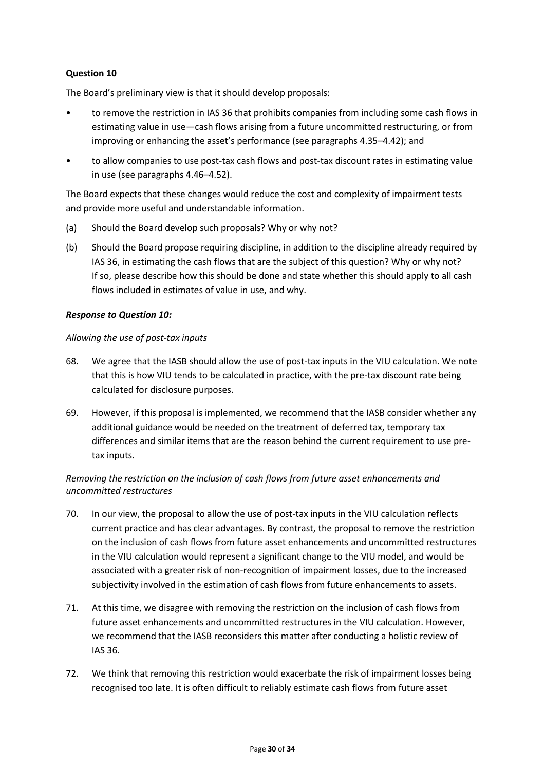**Question 10**

The Board's preliminary view is that it should develop proposals:

- to remove the restriction in IAS 36 that prohibits companies from including some cash flows in estimating value in use—cash flows arising from a future uncommitted restructuring, or from improving or enhancing the asset's performance (see paragraphs 4.35–4.42); and
- to allow companies to use post-tax cash flows and post-tax discount rates in estimating value in use (see paragraphs 4.46–4.52).

The Board expects that these changes would reduce the cost and complexity of impairment tests and provide more useful and understandable information.

(a) Should the Board develop such proposals? Why or why not?

(b) Should the Board propose requiring discipline, in addition to the discipline already required by IAS 36, in estimating the cash flows that are the subject of this question? Why or why not? If so, please describe how this should be done and state whether this should apply to all cash flows included in estimates of value in use, and why.

***Response to Question 10:***

*Allowing the use of post-tax inputs*

68. We agree that the IASB should allow the use of post-tax inputs in the VIU calculation. We note that this is how VIU tends to be calculated in practice, with the pre-tax discount rate being calculated for disclosure purposes.

69. However, if this proposal is implemented, we recommend that the IASB consider whether any additional guidance would be needed on the treatment of deferred tax, temporary tax differences and similar items that are the reason behind the current requirement to use pre-tax inputs.

*Removing the restriction on the inclusion of cash flows from future asset enhancements and uncommitted restructures*

70. In our view, the proposal to allow the use of post-tax inputs in the VIU calculation reflects current practice and has clear advantages. By contrast, the proposal to remove the restriction on the inclusion of cash flows from future asset enhancements and uncommitted restructures in the VIU calculation would represent a significant change to the VIU model, and would be associated with a greater risk of non-recognition of impairment losses, due to the increased subjectivity involved in the estimation of cash flows from future enhancements to assets.

71. At this time, we disagree with removing the restriction on the inclusion of cash flows from future asset enhancements and uncommitted restructures in the VIU calculation. However, we recommend that the IASB reconsiders this matter after conducting a holistic review of IAS 36.

72. We think that removing this restriction would exacerbate the risk of impairment losses being recognised too late. It is often difficult to reliably estimate cash flows from future asset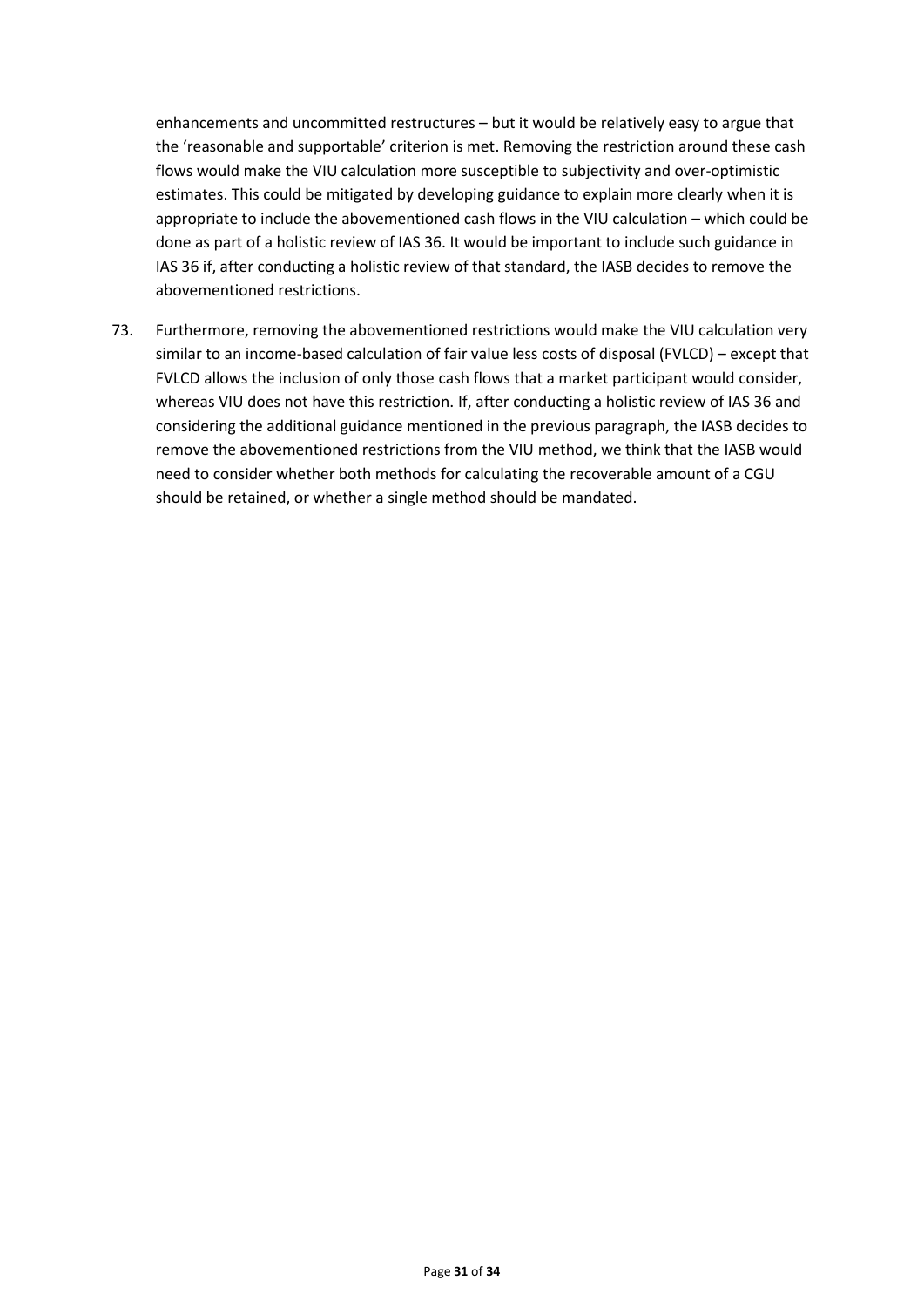enhancements and uncommitted restructures – but it would be relatively easy to argue that the 'reasonable and supportable' criterion is met. Removing the restriction around these cash flows would make the VIU calculation more susceptible to subjectivity and over-optimistic estimates. This could be mitigated by developing guidance to explain more clearly when it is appropriate to include the abovementioned cash flows in the VIU calculation – which could be done as part of a holistic review of IAS 36. It would be important to include such guidance in IAS 36 if, after conducting a holistic review of that standard, the IASB decides to remove the abovementioned restrictions.

73. Furthermore, removing the abovementioned restrictions would make the VIU calculation very similar to an income-based calculation of fair value less costs of disposal (FVLCD) – except that FVLCD allows the inclusion of only those cash flows that a market participant would consider, whereas VIU does not have this restriction. If, after conducting a holistic review of IAS 36 and considering the additional guidance mentioned in the previous paragraph, the IASB decides to remove the abovementioned restrictions from the VIU method, we think that the IASB would need to consider whether both methods for calculating the recoverable amount of a CGU should be retained, or whether a single method should be mandated.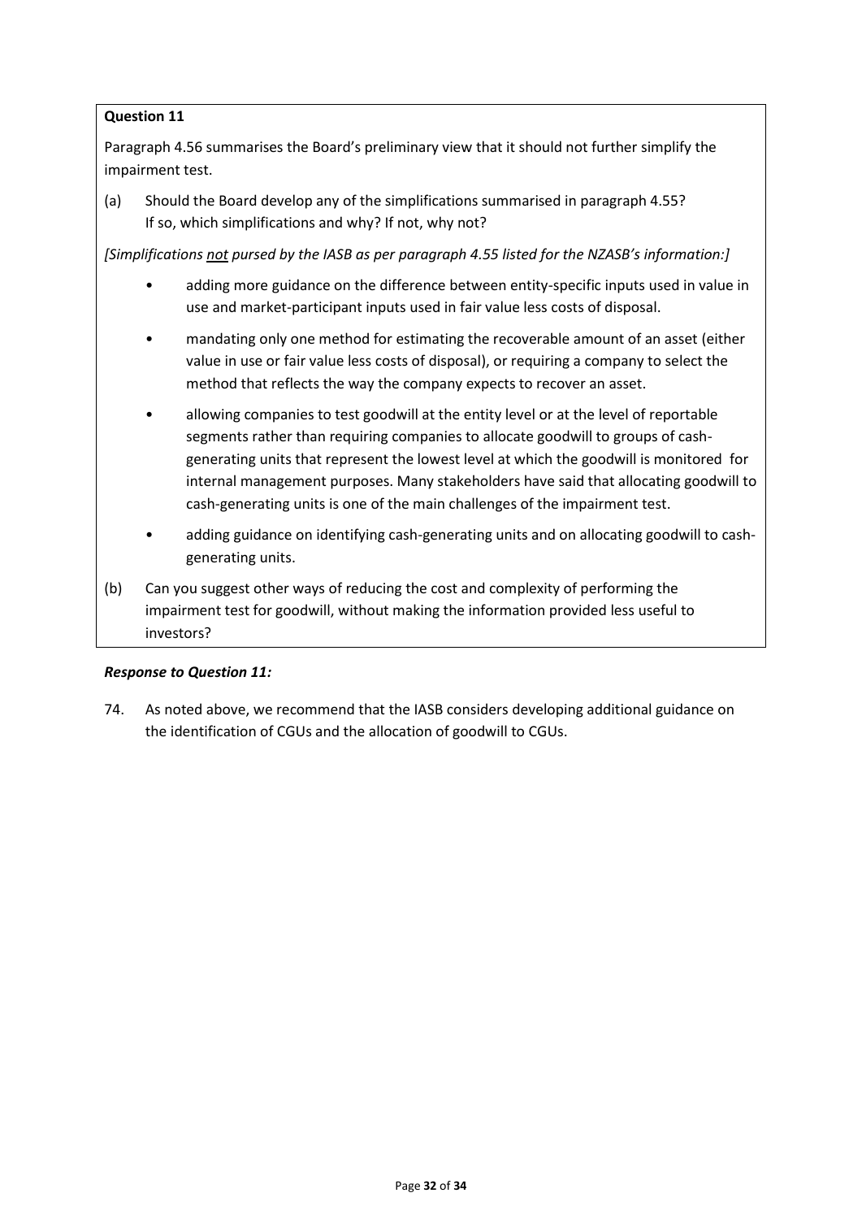**Question 11**

Paragraph 4.56 summarises the Board's preliminary view that it should not further simplify the impairment test.

(a) Should the Board develop any of the simplifications summarised in paragraph 4.55? If so, which simplifications and why? If not, why not?

*[Simplifications not pursed by the IASB as per paragraph 4.55 listed for the NZASB's information:]*

- adding more guidance on the difference between entity-specific inputs used in value in use and market-participant inputs used in fair value less costs of disposal.
- mandating only one method for estimating the recoverable amount of an asset (either value in use or fair value less costs of disposal), or requiring a company to select the method that reflects the way the company expects to recover an asset.
- allowing companies to test goodwill at the entity level or at the level of reportable segments rather than requiring companies to allocate goodwill to groups of cash-generating units that represent the lowest level at which the goodwill is monitored for internal management purposes. Many stakeholders have said that allocating goodwill to cash-generating units is one of the main challenges of the impairment test.
- adding guidance on identifying cash-generating units and on allocating goodwill to cash-generating units.

(b) Can you suggest other ways of reducing the cost and complexity of performing the impairment test for goodwill, without making the information provided less useful to investors?

***Response to Question 11:***

74. As noted above, we recommend that the IASB considers developing additional guidance on the identification of CGUs and the allocation of goodwill to CGUs.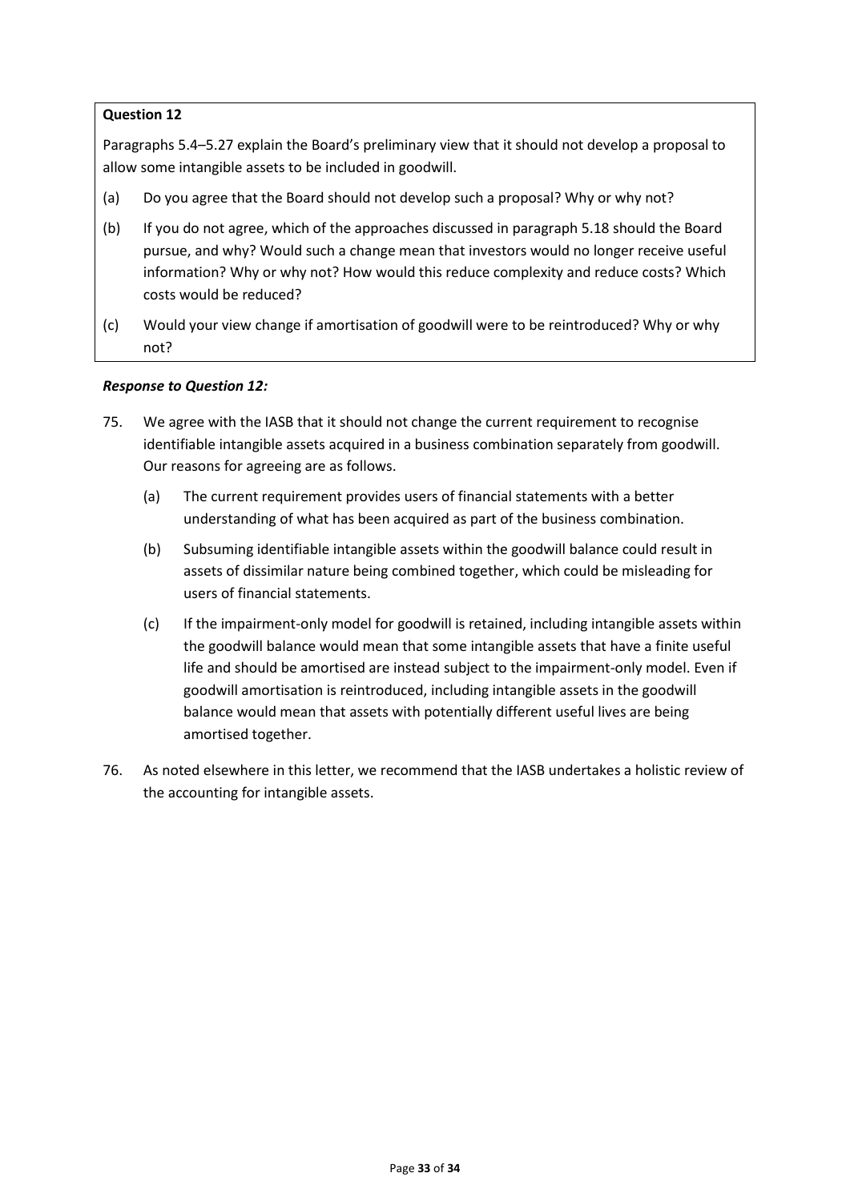**Question 12**

Paragraphs 5.4–5.27 explain the Board's preliminary view that it should not develop a proposal to allow some intangible assets to be included in goodwill.

(a) Do you agree that the Board should not develop such a proposal? Why or why not?

(b) If you do not agree, which of the approaches discussed in paragraph 5.18 should the Board pursue, and why? Would such a change mean that investors would no longer receive useful information? Why or why not? How would this reduce complexity and reduce costs? Which costs would be reduced?

(c) Would your view change if amortisation of goodwill were to be reintroduced? Why or why not?

***Response to Question 12:***

75. We agree with the IASB that it should not change the current requirement to recognise identifiable intangible assets acquired in a business combination separately from goodwill. Our reasons for agreeing are as follows.

    (a) The current requirement provides users of financial statements with a better understanding of what has been acquired as part of the business combination.

    (b) Subsuming identifiable intangible assets within the goodwill balance could result in assets of dissimilar nature being combined together, which could be misleading for users of financial statements.

    (c) If the impairment-only model for goodwill is retained, including intangible assets within the goodwill balance would mean that some intangible assets that have a finite useful life and should be amortised are instead subject to the impairment-only model. Even if goodwill amortisation is reintroduced, including intangible assets in the goodwill balance would mean that assets with potentially different useful lives are being amortised together.

76. As noted elsewhere in this letter, we recommend that the IASB undertakes a holistic review of the accounting for intangible assets.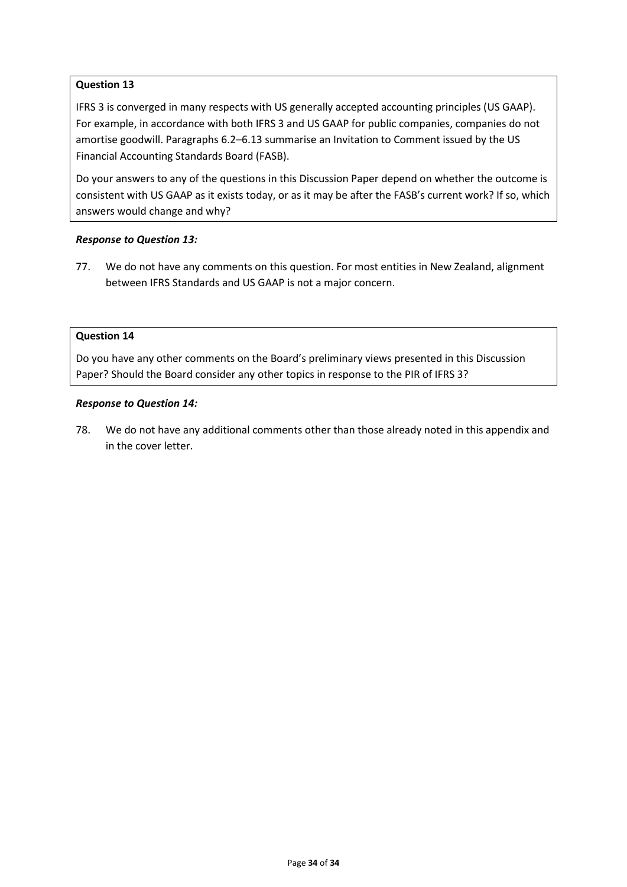**Question 13**

IFRS 3 is converged in many respects with US generally accepted accounting principles (US GAAP). For example, in accordance with both IFRS 3 and US GAAP for public companies, companies do not amortise goodwill. Paragraphs 6.2–6.13 summarise an Invitation to Comment issued by the US Financial Accounting Standards Board (FASB).

Do your answers to any of the questions in this Discussion Paper depend on whether the outcome is consistent with US GAAP as it exists today, or as it may be after the FASB's current work? If so, which answers would change and why?

***Response to Question 13:***

77. We do not have any comments on this question. For most entities in New Zealand, alignment between IFRS Standards and US GAAP is not a major concern.

**Question 14**

Do you have any other comments on the Board's preliminary views presented in this Discussion Paper? Should the Board consider any other topics in response to the PIR of IFRS 3?

***Response to Question 14:***

78. We do not have any additional comments other than those already noted in this appendix and in the cover letter.